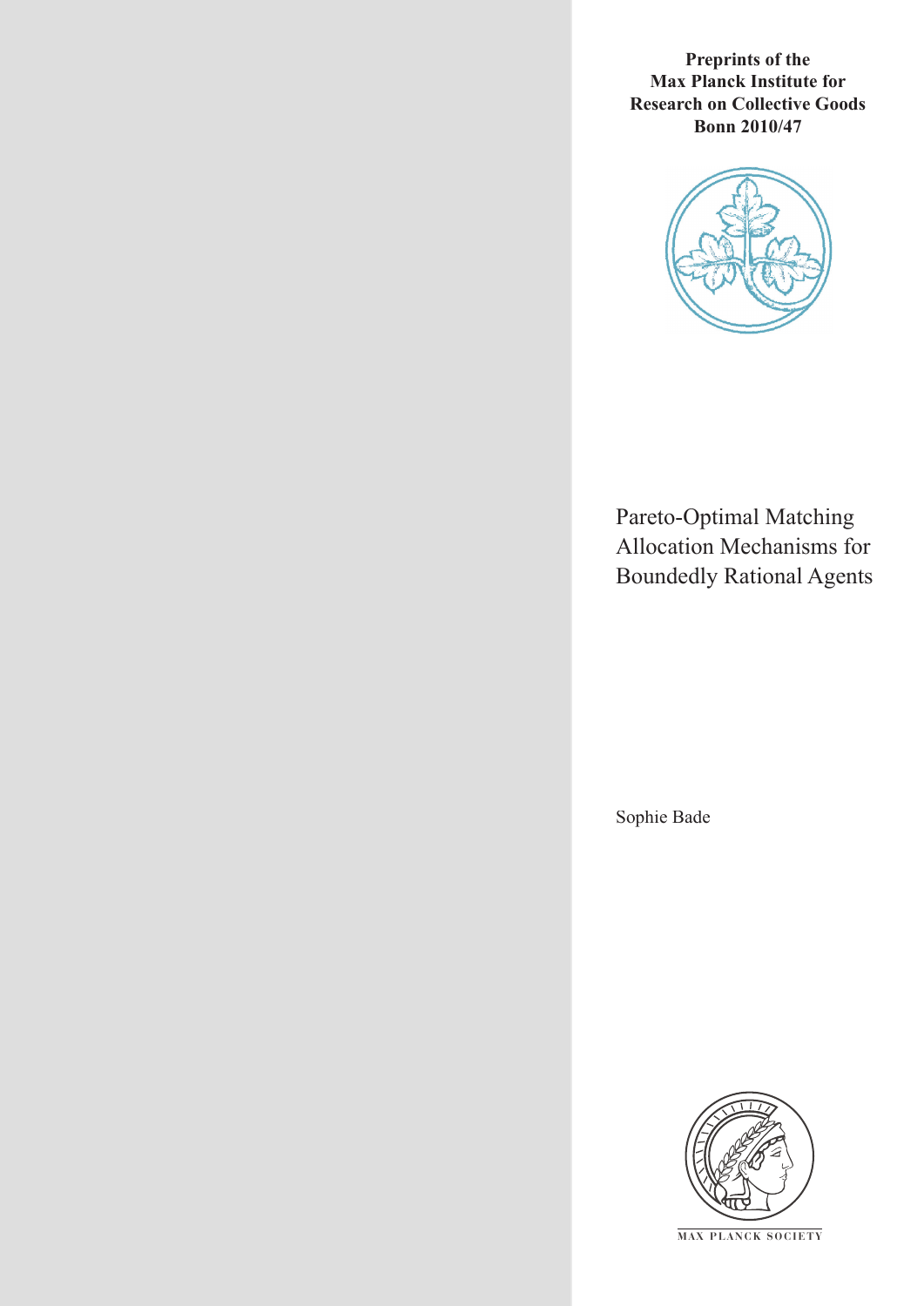**Preprints of the Max Planck Institute for Research on Collective Goods Bonn 2010/47**

# Pareto-Optimal Matching Allocation Mechanisms for Boundedly Rational Agents

Sophie Bade

MAX PLANCK SOCIETY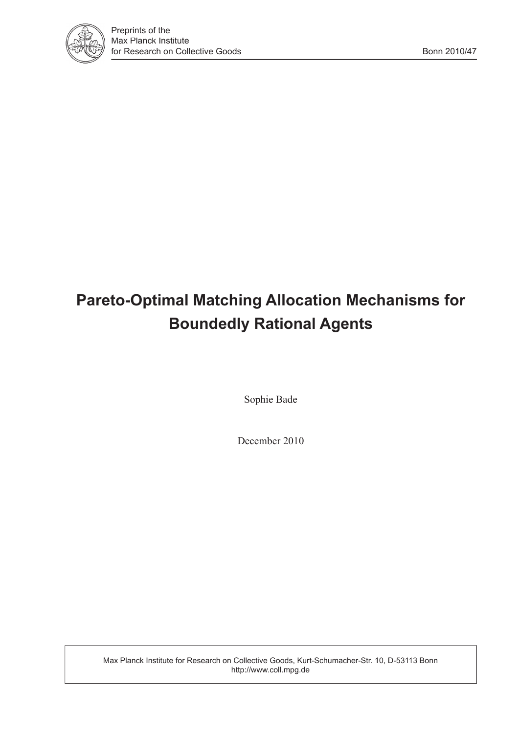# Pareto-Optimal Matching Allocation Mechanisms for Boundedly Rational Agents

Sophie Bade

December 2010

Max Planck Institute for Research on Collective Goods, Kurt-Schumacher-Str. 10, D-53113 Bonn
http://www.coll.mpg.de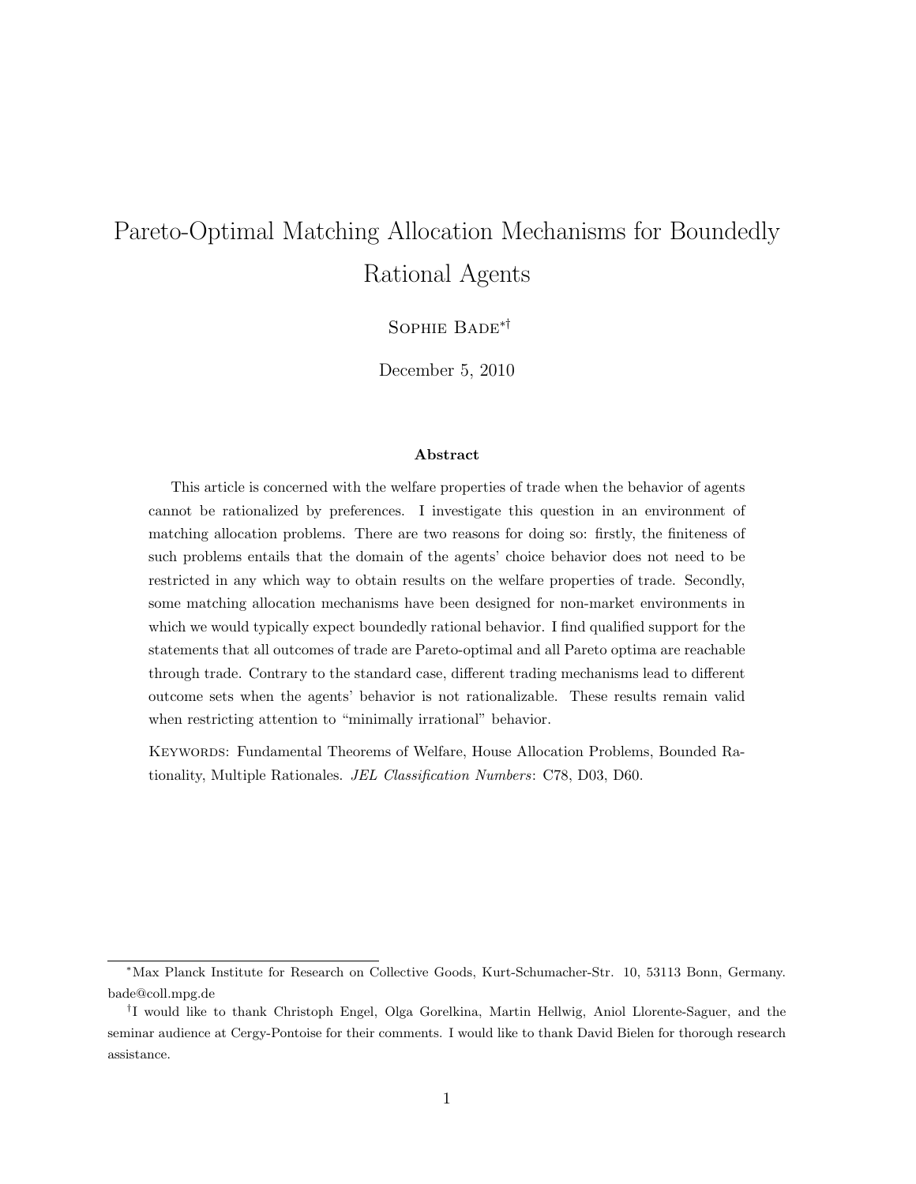# Pareto-Optimal Matching Allocation Mechanisms for Boundedly Rational Agents

Sophie Bade[*†]

December 5, 2010

**Abstract**

This article is concerned with the welfare properties of trade when the behavior of agents cannot be rationalized by preferences. I investigate this question in an environment of matching allocation problems. There are two reasons for doing so: firstly, the finiteness of such problems entails that the domain of the agents' choice behavior does not need to be restricted in any which way to obtain results on the welfare properties of trade. Secondly, some matching allocation mechanisms have been designed for non-market environments in which we would typically expect boundedly rational behavior. I find qualified support for the statements that all outcomes of trade are Pareto-optimal and all Pareto optima are reachable through trade. Contrary to the standard case, different trading mechanisms lead to different outcome sets when the agents' behavior is not rationalizable. These results remain valid when restricting attention to "minimally irrational" behavior.

Keywords: Fundamental Theorems of Welfare, House Allocation Problems, Bounded Rationality, Multiple Rationales. *JEL Classification Numbers*: C78, D03, D60.

---

[*] Max Planck Institute for Research on Collective Goods, Kurt-Schumacher-Str. 10, 53113 Bonn, Germany. bade@coll.mpg.de

[†] I would like to thank Christoph Engel, Olga Gorelkina, Martin Hellwig, Aniol Llorente-Saguer, and the seminar audience at Cergy-Pontoise for their comments. I would like to thank David Bielen for thorough research assistance.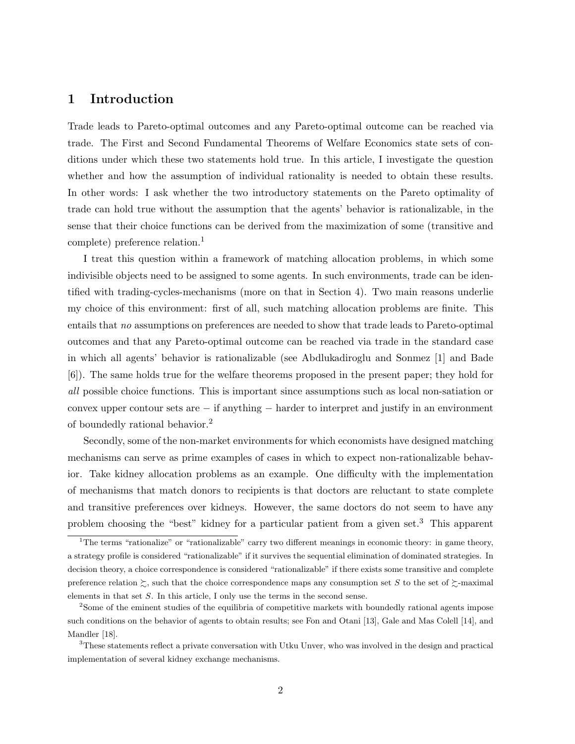# 1 Introduction

Trade leads to Pareto-optimal outcomes and any Pareto-optimal outcome can be reached via trade. The First and Second Fundamental Theorems of Welfare Economics state sets of conditions under which these two statements hold true. In this article, I investigate the question whether and how the assumption of individual rationality is needed to obtain these results. In other words: I ask whether the two introductory statements on the Pareto optimality of trade can hold true without the assumption that the agents' behavior is rationalizable, in the sense that their choice functions can be derived from the maximization of some (transitive and complete) preference relation.[1]

I treat this question within a framework of matching allocation problems, in which some indivisible objects need to be assigned to some agents. In such environments, trade can be identified with trading-cycles-mechanisms (more on that in Section 4). Two main reasons underlie my choice of this environment: first of all, such matching allocation problems are finite. This entails that *no* assumptions on preferences are needed to show that trade leads to Pareto-optimal outcomes and that any Pareto-optimal outcome can be reached via trade in the standard case in which all agents' behavior is rationalizable (see Abdlukadiroglu and Sonmez [1] and Bade [6]). The same holds true for the welfare theorems proposed in the present paper; they hold for *all* possible choice functions. This is important since assumptions such as local non-satiation or convex upper contour sets are − if anything − harder to interpret and justify in an environment of boundedly rational behavior.[2]

Secondly, some of the non-market environments for which economists have designed matching mechanisms can serve as prime examples of cases in which to expect non-rationalizable behavior. Take kidney allocation problems as an example. One difficulty with the implementation of mechanisms that match donors to recipients is that doctors are reluctant to state complete and transitive preferences over kidneys. However, the same doctors do not seem to have any problem choosing the "best" kidney for a particular patient from a given set.[3] This apparent

[1] The terms "rationalize" or "rationalizable" carry two different meanings in economic theory: in game theory, a strategy profile is considered "rationalizable" if it survives the sequential elimination of dominated strategies. In decision theory, a choice correspondence is considered "rationalizable" if there exists some transitive and complete preference relation $\succsim$, such that the choice correspondence maps any consumption set $S$ to the set of $\succsim$-maximal elements in that set $S$. In this article, I only use the terms in the second sense.

[2] Some of the eminent studies of the equilibria of competitive markets with boundedly rational agents impose such conditions on the behavior of agents to obtain results; see Fon and Otani [13], Gale and Mas Colell [14], and Mandler [18].

[3] These statements reflect a private conversation with Utku Unver, who was involved in the design and practical implementation of several kidney exchange mechanisms.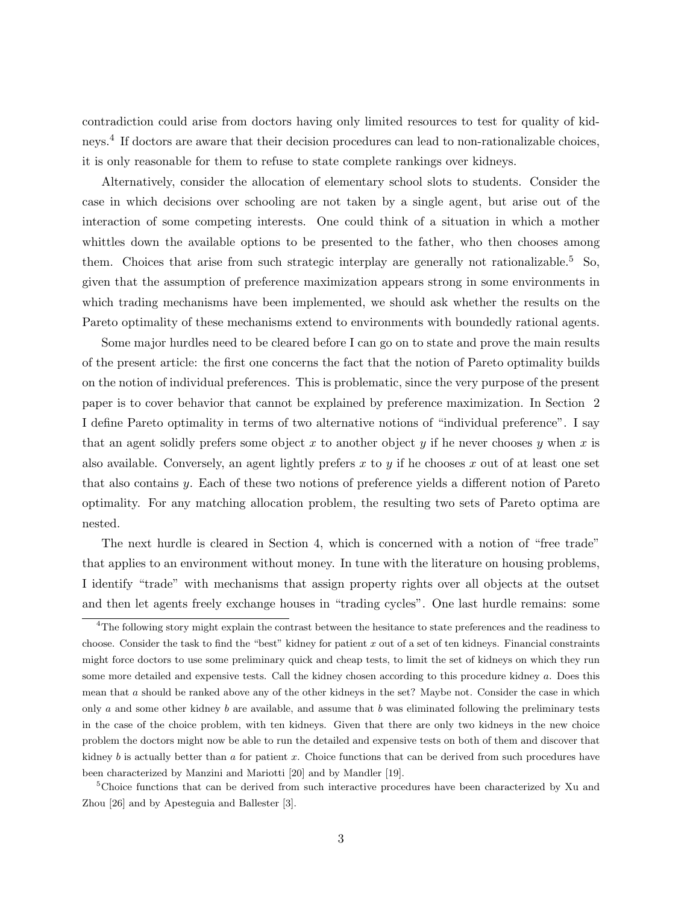contradiction could arise from doctors having only limited resources to test for quality of kidneys.[4] If doctors are aware that their decision procedures can lead to non-rationalizable choices, it is only reasonable for them to refuse to state complete rankings over kidneys.

Alternatively, consider the allocation of elementary school slots to students. Consider the case in which decisions over schooling are not taken by a single agent, but arise out of the interaction of some competing interests. One could think of a situation in which a mother whittles down the available options to be presented to the father, who then chooses among them. Choices that arise from such strategic interplay are generally not rationalizable.[5] So, given that the assumption of preference maximization appears strong in some environments in which trading mechanisms have been implemented, we should ask whether the results on the Pareto optimality of these mechanisms extend to environments with boundedly rational agents.

Some major hurdles need to be cleared before I can go on to state and prove the main results of the present article: the first one concerns the fact that the notion of Pareto optimality builds on the notion of individual preferences. This is problematic, since the very purpose of the present paper is to cover behavior that cannot be explained by preference maximization. In Section 2 I define Pareto optimality in terms of two alternative notions of "individual preference". I say that an agent solidly prefers some object $x$ to another object $y$ if he never chooses $y$ when $x$ is also available. Conversely, an agent lightly prefers $x$ to $y$ if he chooses $x$ out of at least one set that also contains $y$. Each of these two notions of preference yields a different notion of Pareto optimality. For any matching allocation problem, the resulting two sets of Pareto optima are nested.

The next hurdle is cleared in Section 4, which is concerned with a notion of "free trade" that applies to an environment without money. In tune with the literature on housing problems, I identify "trade" with mechanisms that assign property rights over all objects at the outset and then let agents freely exchange houses in "trading cycles". One last hurdle remains: some

[4] The following story might explain the contrast between the hesitance to state preferences and the readiness to choose. Consider the task to find the "best" kidney for patient $x$ out of a set of ten kidneys. Financial constraints might force doctors to use some preliminary quick and cheap tests, to limit the set of kidneys on which they run some more detailed and expensive tests. Call the kidney chosen according to this procedure kidney $a$. Does this mean that $a$ should be ranked above any of the other kidneys in the set? Maybe not. Consider the case in which only $a$ and some other kidney $b$ are available, and assume that $b$ was eliminated following the preliminary tests in the case of the choice problem, with ten kidneys. Given that there are only two kidneys in the new choice problem the doctors might now be able to run the detailed and expensive tests on both of them and discover that kidney $b$ is actually better than $a$ for patient $x$. Choice functions that can be derived from such procedures have been characterized by Manzini and Mariotti [20] and by Mandler [19].

[5] Choice functions that can be derived from such interactive procedures have been characterized by Xu and Zhou [26] and by Apesteguia and Ballester [3].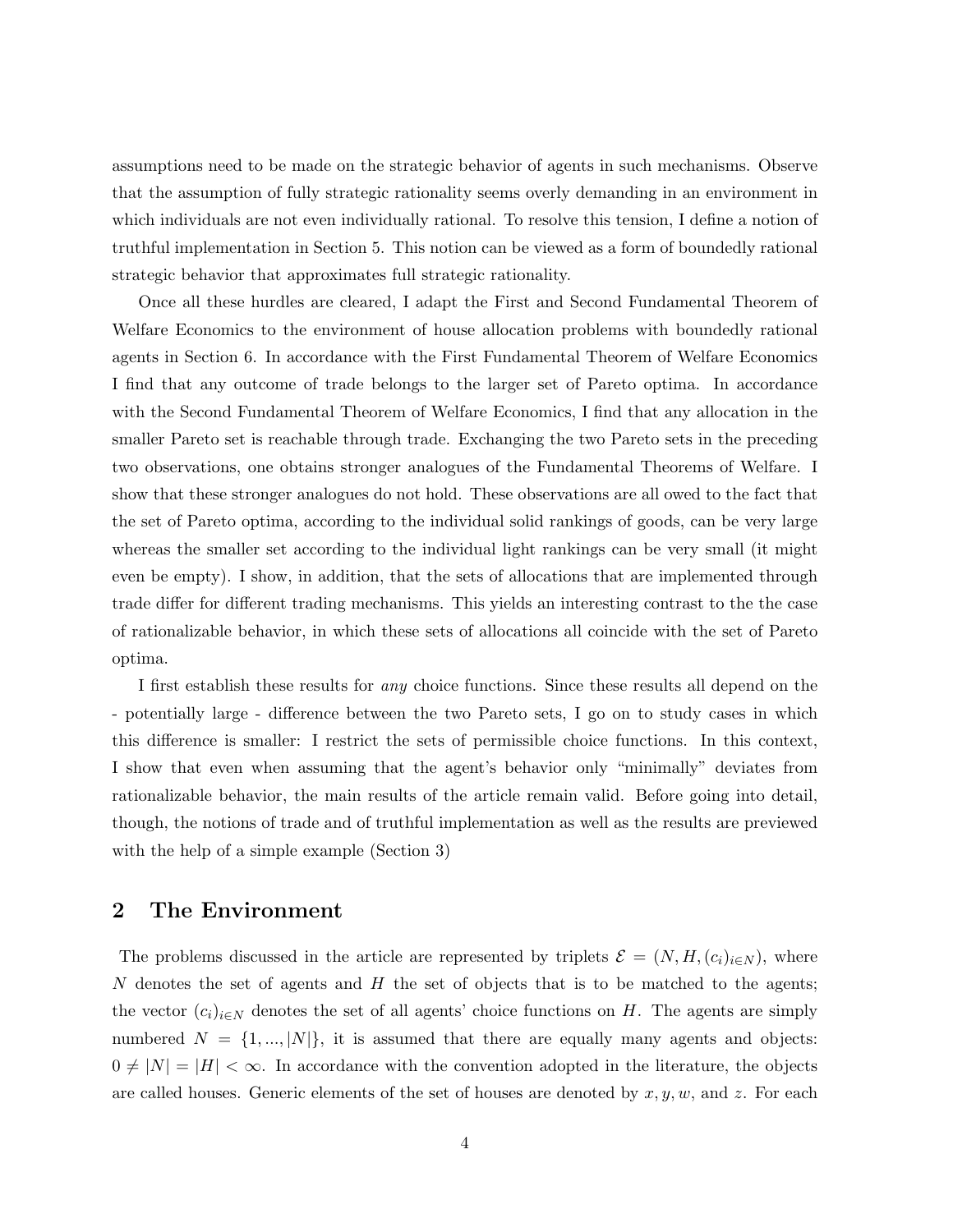assumptions need to be made on the strategic behavior of agents in such mechanisms. Observe that the assumption of fully strategic rationality seems overly demanding in an environment in which individuals are not even individually rational. To resolve this tension, I define a notion of truthful implementation in Section 5. This notion can be viewed as a form of boundedly rational strategic behavior that approximates full strategic rationality.

Once all these hurdles are cleared, I adapt the First and Second Fundamental Theorem of Welfare Economics to the environment of house allocation problems with boundedly rational agents in Section 6. In accordance with the First Fundamental Theorem of Welfare Economics I find that any outcome of trade belongs to the larger set of Pareto optima. In accordance with the Second Fundamental Theorem of Welfare Economics, I find that any allocation in the smaller Pareto set is reachable through trade. Exchanging the two Pareto sets in the preceding two observations, one obtains stronger analogues of the Fundamental Theorems of Welfare. I show that these stronger analogues do not hold. These observations are all owed to the fact that the set of Pareto optima, according to the individual solid rankings of goods, can be very large whereas the smaller set according to the individual light rankings can be very small (it might even be empty). I show, in addition, that the sets of allocations that are implemented through trade differ for different trading mechanisms. This yields an interesting contrast to the the case of rationalizable behavior, in which these sets of allocations all coincide with the set of Pareto optima.

I first establish these results for *any* choice functions. Since these results all depend on the - potentially large - difference between the two Pareto sets, I go on to study cases in which this difference is smaller: I restrict the sets of permissible choice functions. In this context, I show that even when assuming that the agent's behavior only "minimally" deviates from rationalizable behavior, the main results of the article remain valid. Before going into detail, though, the notions of trade and of truthful implementation as well as the results are previewed with the help of a simple example (Section 3)

## 2 The Environment

The problems discussed in the article are represented by triplets $\mathcal{E} = (N, H, (c_i)_{i \in N})$, where $N$ denotes the set of agents and $H$ the set of objects that is to be matched to the agents; the vector $(c_i)_{i \in N}$ denotes the set of all agents' choice functions on $H$. The agents are simply numbered $N = \{1, ..., |N|\}$, it is assumed that there are equally many agents and objects: $0 \neq |N| = |H| < \infty$. In accordance with the convention adopted in the literature, the objects are called houses. Generic elements of the set of houses are denoted by $x, y, w$, and $z$. For each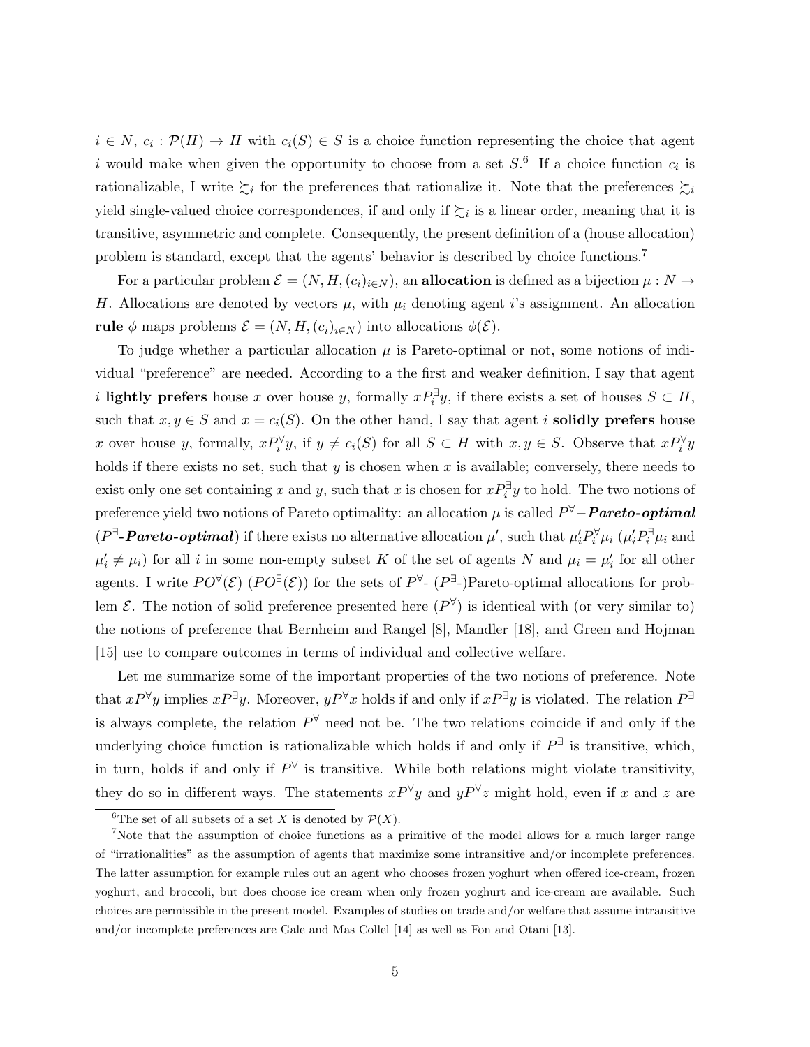$i \in N$, $c_i : \mathcal{P}(H) \to H$ with $c_i(S) \in S$ is a choice function representing the choice that agent $i$ would make when given the opportunity to choose from a set $S$.[6] If a choice function $c_i$ is rationalizable, I write $\succsim_i$ for the preferences that rationalize it. Note that the preferences $\succsim_i$ yield single-valued choice correspondences, if and only if $\succsim_i$ is a linear order, meaning that it is transitive, asymmetric and complete. Consequently, the present definition of a (house allocation) problem is standard, except that the agents' behavior is described by choice functions.[7]

For a particular problem $\mathcal{E} = (N, H, (c_i)_{i \in N})$, an **allocation** is defined as a bijection $\mu : N \to H$. Allocations are denoted by vectors $\mu$, with $\mu_i$ denoting agent $i$'s assignment. An allocation **rule** $\phi$ maps problems $\mathcal{E} = (N, H, (c_i)_{i \in N})$ into allocations $\phi(\mathcal{E})$.

To judge whether a particular allocation $\mu$ is Pareto-optimal or not, some notions of individual "preference" are needed. According to a the first and weaker definition, I say that agent $i$ **lightly prefers** house $x$ over house $y$, formally $xP_i^{\exists}y$, if there exists a set of houses $S \subset H$, such that $x, y \in S$ and $x = c_i(S)$. On the other hand, I say that agent $i$ **solidly prefers** house $x$ over house $y$, formally, $xP_i^{\forall}y$, if $y \neq c_i(S)$ for all $S \subset H$ with $x, y \in S$. Observe that $xP_i^{\forall}y$ holds if there exists no set, such that $y$ is chosen when $x$ is available; conversely, there needs to exist only one set containing $x$ and $y$, such that $x$ is chosen for $xP_i^{\exists}y$ to hold. The two notions of preference yield two notions of Pareto optimality: an allocation $\mu$ is called $P^{\forall}$*−**Pareto-optimal*** ($P^{\exists}$*-**Pareto-optimal***) if there exists no alternative allocation $\mu'$, such that $\mu_i' P_i^{\forall} \mu_i$ ($\mu_i' P_i^{\exists} \mu_i$ and $\mu_i' \neq \mu_i$) for all $i$ in some non-empty subset $K$ of the set of agents $N$ and $\mu_i = \mu_i'$ for all other agents. I write $PO^{\forall}(\mathcal{E})$ ($PO^{\exists}(\mathcal{E})$) for the sets of $P^{\forall}$- ($P^{\exists}$-)Pareto-optimal allocations for problem $\mathcal{E}$. The notion of solid preference presented here ($P^{\forall}$) is identical with (or very similar to) the notions of preference that Bernheim and Rangel [8], Mandler [18], and Green and Hojman [15] use to compare outcomes in terms of individual and collective welfare.

Let me summarize some of the important properties of the two notions of preference. Note that $xP^{\forall}y$ implies $xP^{\exists}y$. Moreover, $yP^{\forall}x$ holds if and only if $xP^{\exists}y$ is violated. The relation $P^{\exists}$ is always complete, the relation $P^{\forall}$ need not be. The two relations coincide if and only if the underlying choice function is rationalizable which holds if and only if $P^{\exists}$ is transitive, which, in turn, holds if and only if $P^{\forall}$ is transitive. While both relations might violate transitivity, they do so in different ways. The statements $xP^{\forall}y$ and $yP^{\forall}z$ might hold, even if $x$ and $z$ are

[6] The set of all subsets of a set $X$ is denoted by $\mathcal{P}(X)$.

[7] Note that the assumption of choice functions as a primitive of the model allows for a much larger range of "irrationalities" as the assumption of agents that maximize some intransitive and/or incomplete preferences. The latter assumption for example rules out an agent who chooses frozen yoghurt when offered ice-cream, frozen yoghurt, and broccoli, but does choose ice cream when only frozen yoghurt and ice-cream are available. Such choices are permissible in the present model. Examples of studies on trade and/or welfare that assume intransitive and/or incomplete preferences are Gale and Mas Collel [14] as well as Fon and Otani [13].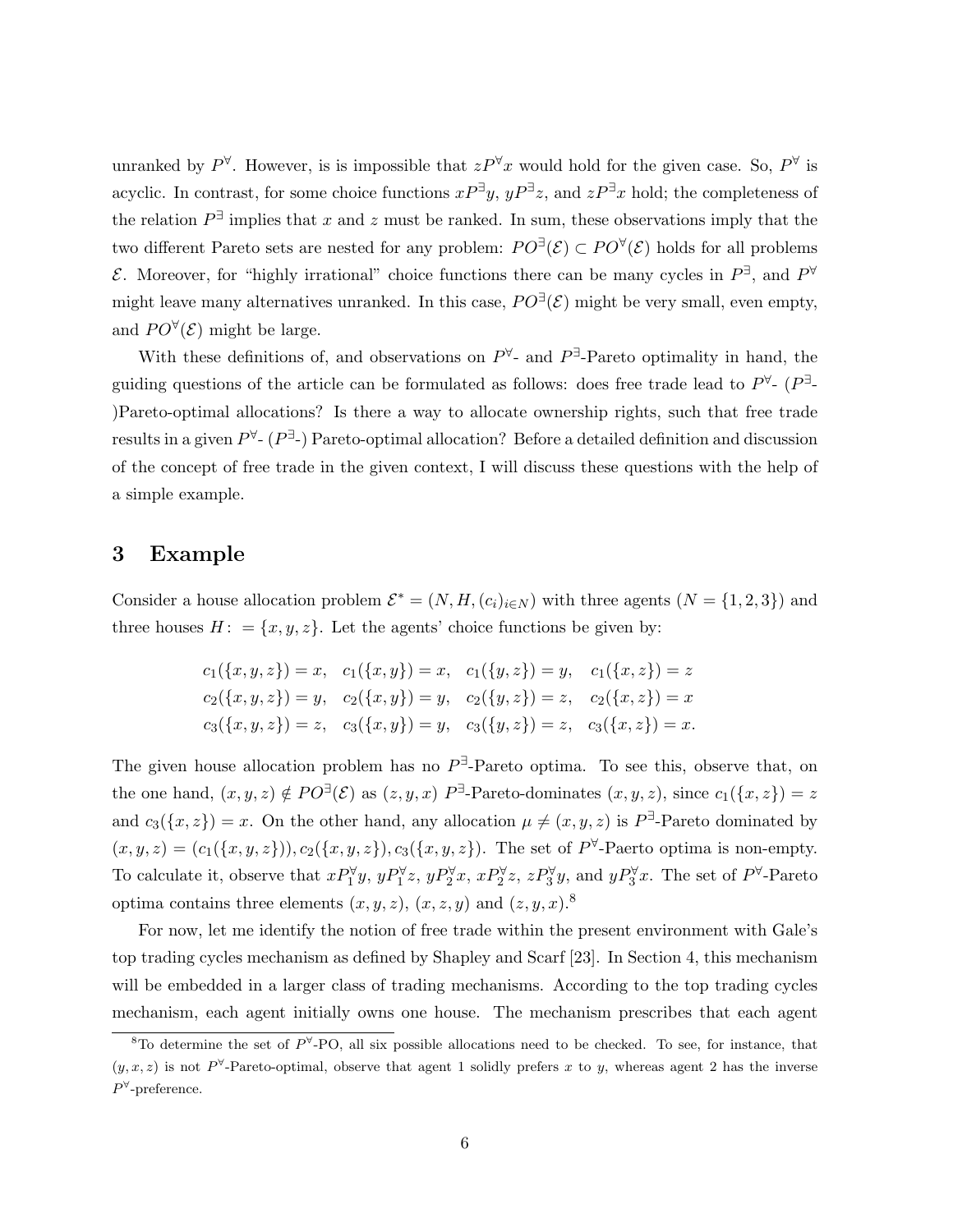unranked by $P^\forall$. However, is is impossible that $zP^\forall x$ would hold for the given case. So, $P^\forall$ is acyclic. In contrast, for some choice functions $xP^\exists y$, $yP^\exists z$, and $zP^\exists x$ hold; the completeness of the relation $P^\exists$ implies that $x$ and $z$ must be ranked. In sum, these observations imply that the two different Pareto sets are nested for any problem: $PO^\exists(\mathcal{E}) \subset PO^\forall(\mathcal{E})$ holds for all problems $\mathcal{E}$. Moreover, for "highly irrational" choice functions there can be many cycles in $P^\exists$, and $P^\forall$ might leave many alternatives unranked. In this case, $PO^\exists(\mathcal{E})$ might be very small, even empty, and $PO^\forall(\mathcal{E})$ might be large.

With these definitions of, and observations on $P^\forall$- and $P^\exists$-Pareto optimality in hand, the guiding questions of the article can be formulated as follows: does free trade lead to $P^\forall$- ($P^\exists$-)Pareto-optimal allocations? Is there a way to allocate ownership rights, such that free trade results in a given $P^\forall$- ($P^\exists$-) Pareto-optimal allocation? Before a detailed definition and discussion of the concept of free trade in the given context, I will discuss these questions with the help of a simple example.

## 3 Example

Consider a house allocation problem $\mathcal{E}^* = (N, H, (c_i)_{i\in N})$ with three agents ($N = \{1, 2, 3\}$) and three houses $H := \{x, y, z\}$. Let the agents' choice functions be given by:

$$c_1(\{x,y,z\}) = x, \quad c_1(\{x,y\}) = x, \quad c_1(\{y,z\}) = y, \quad c_1(\{x,z\}) = z$$
$$c_2(\{x,y,z\}) = y, \quad c_2(\{x,y\}) = y, \quad c_2(\{y,z\}) = z, \quad c_2(\{x,z\}) = x$$
$$c_3(\{x,y,z\}) = z, \quad c_3(\{x,y\}) = y, \quad c_3(\{y,z\}) = z, \quad c_3(\{x,z\}) = x.$$

The given house allocation problem has no $P^\exists$-Pareto optima. To see this, observe that, on the one hand, $(x, y, z) \notin PO^\exists(\mathcal{E})$ as $(z, y, x)$ $P^\exists$-Pareto-dominates $(x, y, z)$, since $c_1(\{x, z\}) = z$ and $c_3(\{x, z\}) = x$. On the other hand, any allocation $\mu \neq (x, y, z)$ is $P^\exists$-Pareto dominated by $(x, y, z) = (c_1(\{x, y, z\})), c_2(\{x, y, z\}), c_3(\{x, y, z\})$. The set of $P^\forall$-Paerto optima is non-empty. To calculate it, observe that $xP_1^\forall y$, $yP_1^\forall z$, $yP_2^\forall x$, $xP_2^\forall z$, $zP_3^\forall y$, and $yP_3^\forall x$. The set of $P^\forall$-Pareto optima contains three elements $(x, y, z)$, $(x, z, y)$ and $(z, y, x)$.[8]

For now, let me identify the notion of free trade within the present environment with Gale's top trading cycles mechanism as defined by Shapley and Scarf [23]. In Section 4, this mechanism will be embedded in a larger class of trading mechanisms. According to the top trading cycles mechanism, each agent initially owns one house. The mechanism prescribes that each agent

[8] To determine the set of $P^\forall$-PO, all six possible allocations need to be checked. To see, for instance, that $(y, x, z)$ is not $P^\forall$-Pareto-optimal, observe that agent 1 solidly prefers $x$ to $y$, whereas agent 2 has the inverse $P^\forall$-preference.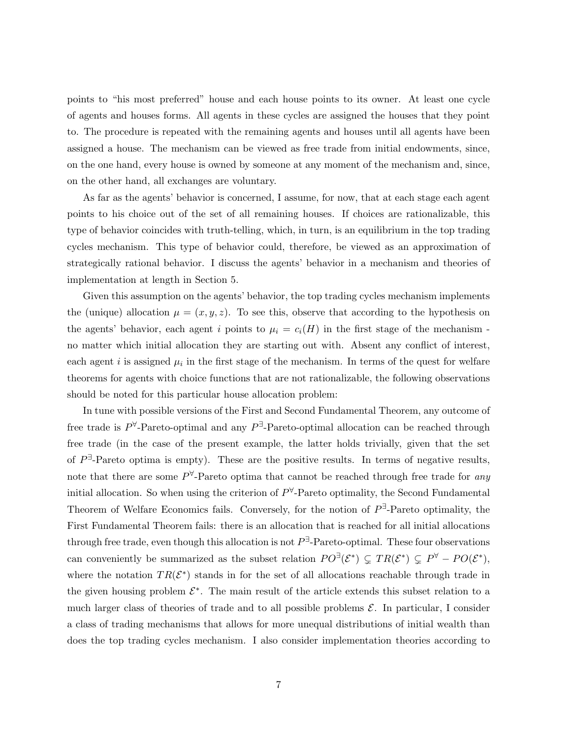points to "his most preferred" house and each house points to its owner. At least one cycle of agents and houses forms. All agents in these cycles are assigned the houses that they point to. The procedure is repeated with the remaining agents and houses until all agents have been assigned a house. The mechanism can be viewed as free trade from initial endowments, since, on the one hand, every house is owned by someone at any moment of the mechanism and, since, on the other hand, all exchanges are voluntary.

As far as the agents' behavior is concerned, I assume, for now, that at each stage each agent points to his choice out of the set of all remaining houses. If choices are rationalizable, this type of behavior coincides with truth-telling, which, in turn, is an equilibrium in the top trading cycles mechanism. This type of behavior could, therefore, be viewed as an approximation of strategically rational behavior. I discuss the agents' behavior in a mechanism and theories of implementation at length in Section 5.

Given this assumption on the agents' behavior, the top trading cycles mechanism implements the (unique) allocation $\mu = (x, y, z)$. To see this, observe that according to the hypothesis on the agents' behavior, each agent $i$ points to $\mu_i = c_i(H)$ in the first stage of the mechanism - no matter which initial allocation they are starting out with. Absent any conflict of interest, each agent $i$ is assigned $\mu_i$ in the first stage of the mechanism. In terms of the quest for welfare theorems for agents with choice functions that are not rationalizable, the following observations should be noted for this particular house allocation problem:

In tune with possible versions of the First and Second Fundamental Theorem, any outcome of free trade is $P^{\forall}$-Pareto-optimal and any $P^{\exists}$-Pareto-optimal allocation can be reached through free trade (in the case of the present example, the latter holds trivially, given that the set of $P^{\exists}$-Pareto optima is empty). These are the positive results. In terms of negative results, note that there are some $P^{\forall}$-Pareto optima that cannot be reached through free trade for *any* initial allocation. So when using the criterion of $P^{\forall}$-Pareto optimality, the Second Fundamental Theorem of Welfare Economics fails. Conversely, for the notion of $P^{\exists}$-Pareto optimality, the First Fundamental Theorem fails: there is an allocation that is reached for all initial allocations through free trade, even though this allocation is not $P^{\exists}$-Pareto-optimal. These four observations can conveniently be summarized as the subset relation $PO^{\exists}(\mathcal{E}^*) \subsetneq TR(\mathcal{E}^*) \subsetneq P^{\forall} - PO(\mathcal{E}^*)$, where the notation $TR(\mathcal{E}^*)$ stands in for the set of all allocations reachable through trade in the given housing problem $\mathcal{E}^*$. The main result of the article extends this subset relation to a much larger class of theories of trade and to all possible problems $\mathcal{E}$. In particular, I consider a class of trading mechanisms that allows for more unequal distributions of initial wealth than does the top trading cycles mechanism. I also consider implementation theories according to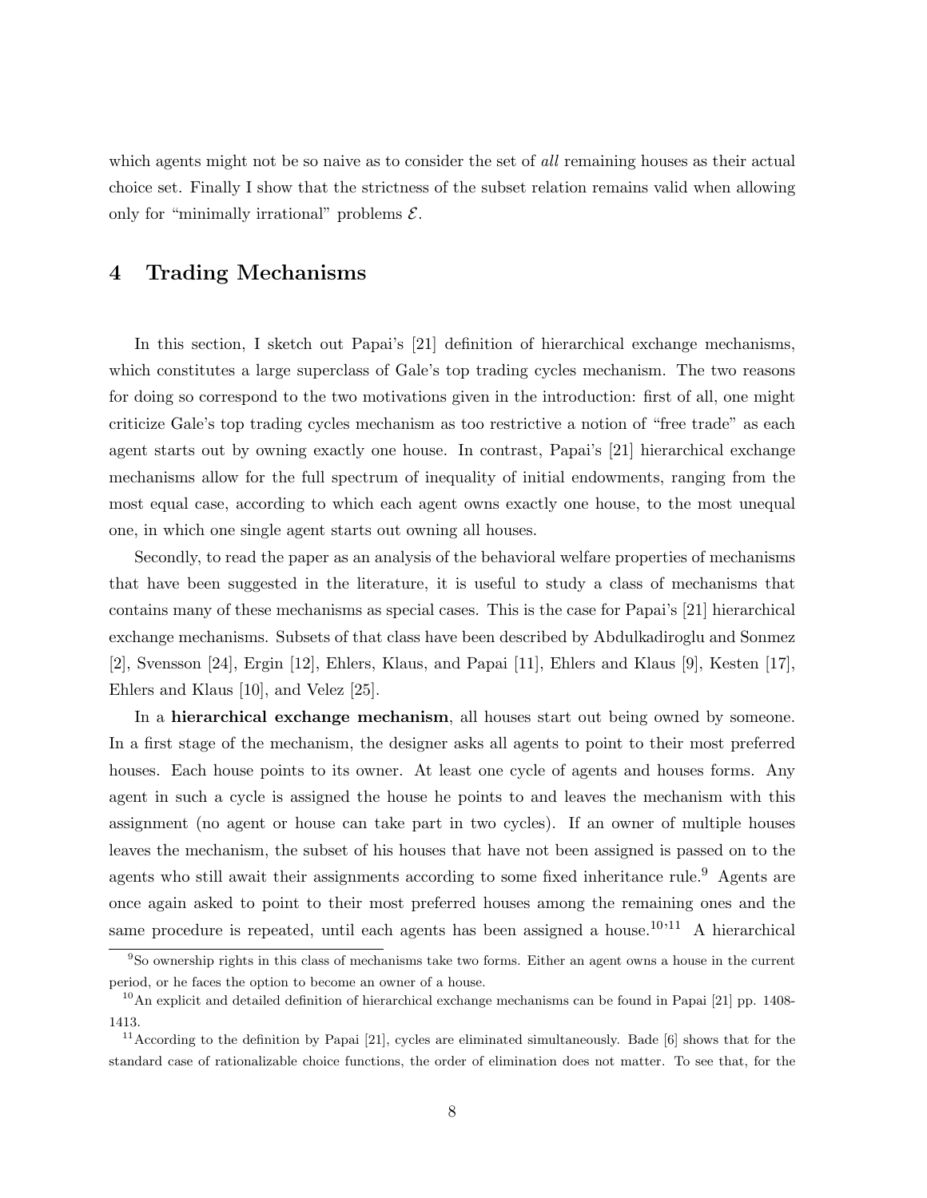which agents might not be so naive as to consider the set of *all* remaining houses as their actual choice set. Finally I show that the strictness of the subset relation remains valid when allowing only for "minimally irrational" problems $\mathcal{E}$.

## 4 Trading Mechanisms

In this section, I sketch out Papai's [21] definition of hierarchical exchange mechanisms, which constitutes a large superclass of Gale's top trading cycles mechanism. The two reasons for doing so correspond to the two motivations given in the introduction: first of all, one might criticize Gale's top trading cycles mechanism as too restrictive a notion of "free trade" as each agent starts out by owning exactly one house. In contrast, Papai's [21] hierarchical exchange mechanisms allow for the full spectrum of inequality of initial endowments, ranging from the most equal case, according to which each agent owns exactly one house, to the most unequal one, in which one single agent starts out owning all houses.

Secondly, to read the paper as an analysis of the behavioral welfare properties of mechanisms that have been suggested in the literature, it is useful to study a class of mechanisms that contains many of these mechanisms as special cases. This is the case for Papai's [21] hierarchical exchange mechanisms. Subsets of that class have been described by Abdulkadiroglu and Sonmez [2], Svensson [24], Ergin [12], Ehlers, Klaus, and Papai [11], Ehlers and Klaus [9], Kesten [17], Ehlers and Klaus [10], and Velez [25].

In a **hierarchical exchange mechanism**, all houses start out being owned by someone. In a first stage of the mechanism, the designer asks all agents to point to their most preferred houses. Each house points to its owner. At least one cycle of agents and houses forms. Any agent in such a cycle is assigned the house he points to and leaves the mechanism with this assignment (no agent or house can take part in two cycles). If an owner of multiple houses leaves the mechanism, the subset of his houses that have not been assigned is passed on to the agents who still await their assignments according to some fixed inheritance rule.[9] Agents are once again asked to point to their most preferred houses among the remaining ones and the same procedure is repeated, until each agents has been assigned a house.[10,11] A hierarchical

[9] So ownership rights in this class of mechanisms take two forms. Either an agent owns a house in the current period, or he faces the option to become an owner of a house.

[10] An explicit and detailed definition of hierarchical exchange mechanisms can be found in Papai [21] pp. 1408-1413.

[11] According to the definition by Papai [21], cycles are eliminated simultaneously. Bade [6] shows that for the standard case of rationalizable choice functions, the order of elimination does not matter. To see that, for the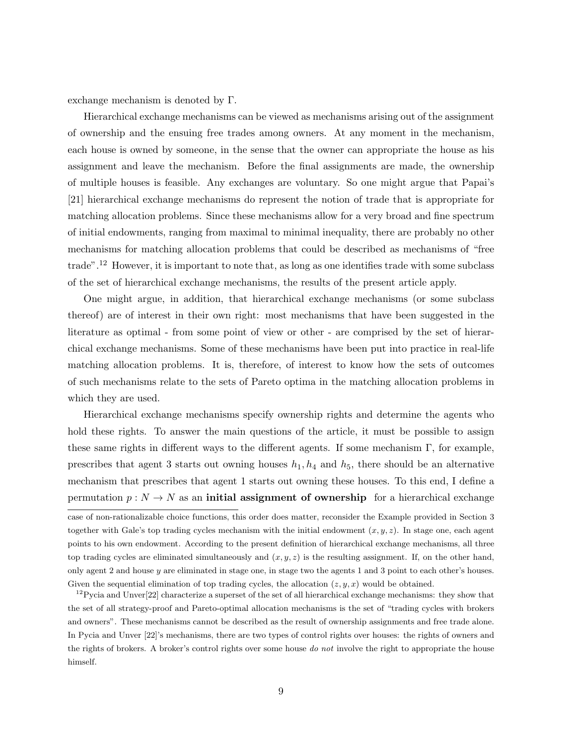exchange mechanism is denoted by $\Gamma$.

Hierarchical exchange mechanisms can be viewed as mechanisms arising out of the assignment of ownership and the ensuing free trades among owners. At any moment in the mechanism, each house is owned by someone, in the sense that the owner can appropriate the house as his assignment and leave the mechanism. Before the final assignments are made, the ownership of multiple houses is feasible. Any exchanges are voluntary. So one might argue that Papai's [21] hierarchical exchange mechanisms do represent the notion of trade that is appropriate for matching allocation problems. Since these mechanisms allow for a very broad and fine spectrum of initial endowments, ranging from maximal to minimal inequality, there are probably no other mechanisms for matching allocation problems that could be described as mechanisms of "free trade".[12] However, it is important to note that, as long as one identifies trade with some subclass of the set of hierarchical exchange mechanisms, the results of the present article apply.

One might argue, in addition, that hierarchical exchange mechanisms (or some subclass thereof) are of interest in their own right: most mechanisms that have been suggested in the literature as optimal - from some point of view or other - are comprised by the set of hierarchical exchange mechanisms. Some of these mechanisms have been put into practice in real-life matching allocation problems. It is, therefore, of interest to know how the sets of outcomes of such mechanisms relate to the sets of Pareto optima in the matching allocation problems in which they are used.

Hierarchical exchange mechanisms specify ownership rights and determine the agents who hold these rights. To answer the main questions of the article, it must be possible to assign these same rights in different ways to the different agents. If some mechanism $\Gamma$, for example, prescribes that agent 3 starts out owning houses $h_1, h_4$ and $h_5$, there should be an alternative mechanism that prescribes that agent 1 starts out owning these houses. To this end, I define a permutation $p : N \rightarrow N$ as an **initial assignment of ownership** for a hierarchical exchange

case of non-rationalizable choice functions, this order does matter, reconsider the Example provided in Section 3 together with Gale's top trading cycles mechanism with the initial endowment $(x, y, z)$. In stage one, each agent points to his own endowment. According to the present definition of hierarchical exchange mechanisms, all three top trading cycles are eliminated simultaneously and $(x, y, z)$ is the resulting assignment. If, on the other hand, only agent 2 and house $y$ are eliminated in stage one, in stage two the agents 1 and 3 point to each other's houses. Given the sequential elimination of top trading cycles, the allocation $(z, y, x)$ would be obtained.

[12] Pycia and Unver[22] characterize a superset of the set of all hierarchical exchange mechanisms: they show that the set of all strategy-proof and Pareto-optimal allocation mechanisms is the set of "trading cycles with brokers and owners". These mechanisms cannot be described as the result of ownership assignments and free trade alone. In Pycia and Unver [22]'s mechanisms, there are two types of control rights over houses: the rights of owners and the rights of brokers. A broker's control rights over some house *do not* involve the right to appropriate the house himself.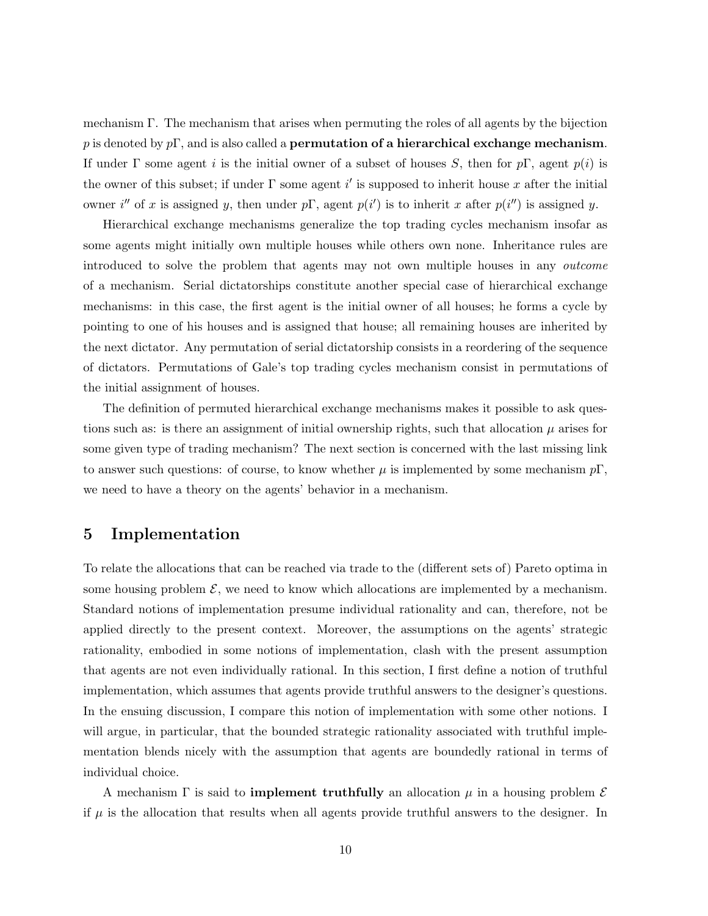mechanism $\Gamma$. The mechanism that arises when permuting the roles of all agents by the bijection $p$ is denoted by $p\Gamma$, and is also called a **permutation of a hierarchical exchange mechanism**. If under $\Gamma$ some agent $i$ is the initial owner of a subset of houses $S$, then for $p\Gamma$, agent $p(i)$ is the owner of this subset; if under $\Gamma$ some agent $i'$ is supposed to inherit house $x$ after the initial owner $i''$ of $x$ is assigned $y$, then under $p\Gamma$, agent $p(i')$ is to inherit $x$ after $p(i'')$ is assigned $y$.

Hierarchical exchange mechanisms generalize the top trading cycles mechanism insofar as some agents might initially own multiple houses while others own none. Inheritance rules are introduced to solve the problem that agents may not own multiple houses in any *outcome* of a mechanism. Serial dictatorships constitute another special case of hierarchical exchange mechanisms: in this case, the first agent is the initial owner of all houses; he forms a cycle by pointing to one of his houses and is assigned that house; all remaining houses are inherited by the next dictator. Any permutation of serial dictatorship consists in a reordering of the sequence of dictators. Permutations of Gale's top trading cycles mechanism consist in permutations of the initial assignment of houses.

The definition of permuted hierarchical exchange mechanisms makes it possible to ask questions such as: is there an assignment of initial ownership rights, such that allocation $\mu$ arises for some given type of trading mechanism? The next section is concerned with the last missing link to answer such questions: of course, to know whether $\mu$ is implemented by some mechanism $p\Gamma$, we need to have a theory on the agents' behavior in a mechanism.

# 5 Implementation

To relate the allocations that can be reached via trade to the (different sets of) Pareto optima in some housing problem $\mathcal{E}$, we need to know which allocations are implemented by a mechanism. Standard notions of implementation presume individual rationality and can, therefore, not be applied directly to the present context. Moreover, the assumptions on the agents' strategic rationality, embodied in some notions of implementation, clash with the present assumption that agents are not even individually rational. In this section, I first define a notion of truthful implementation, which assumes that agents provide truthful answers to the designer's questions. In the ensuing discussion, I compare this notion of implementation with some other notions. I will argue, in particular, that the bounded strategic rationality associated with truthful implementation blends nicely with the assumption that agents are boundedly rational in terms of individual choice.

A mechanism $\Gamma$ is said to **implement truthfully** an allocation $\mu$ in a housing problem $\mathcal{E}$ if $\mu$ is the allocation that results when all agents provide truthful answers to the designer. In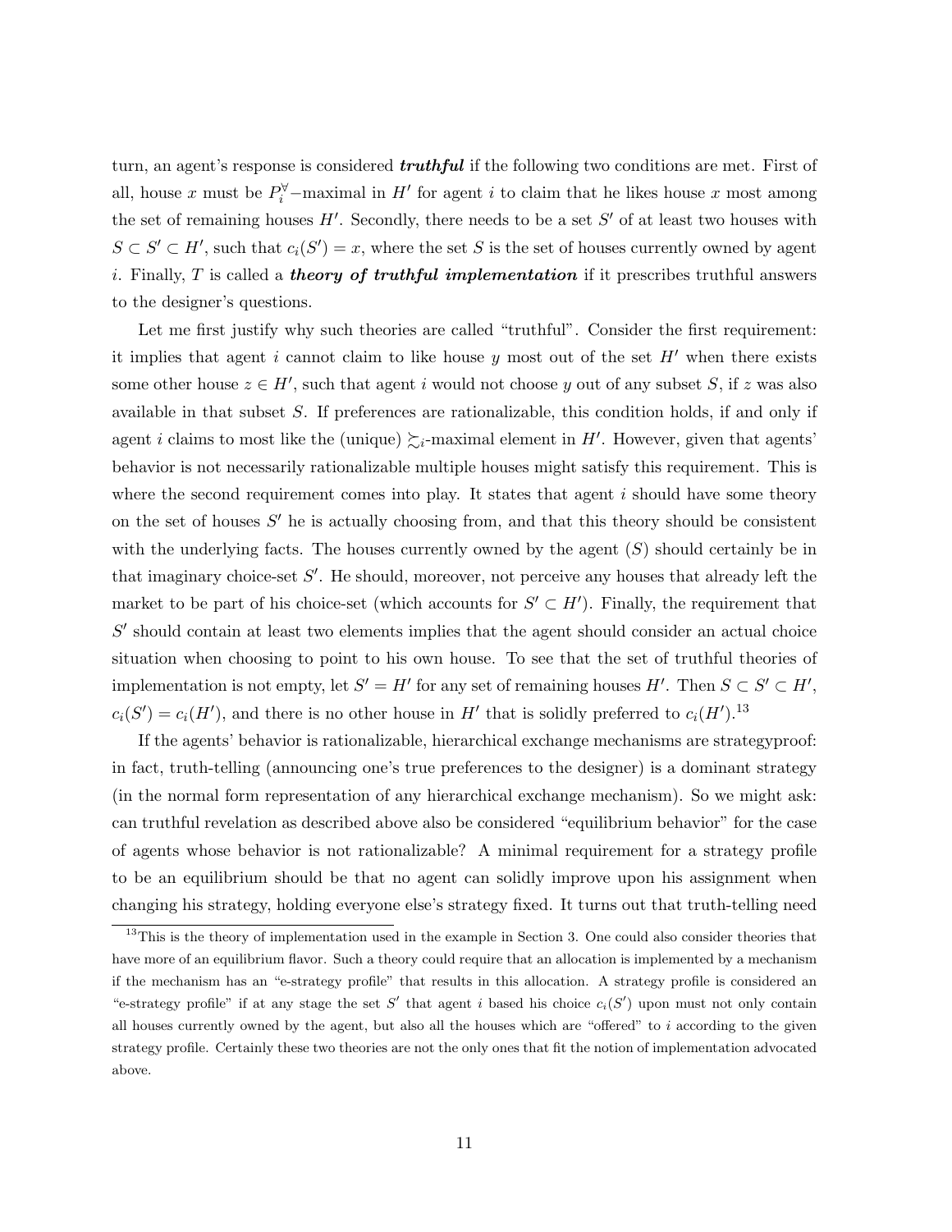turn, an agent's response is considered ***truthful*** if the following two conditions are met. First of all, house $x$ must be $P_i^{\forall}$−maximal in $H'$ for agent $i$ to claim that he likes house $x$ most among the set of remaining houses $H'$. Secondly, there needs to be a set $S'$ of at least two houses with $S \subset S' \subset H'$, such that $c_i(S') = x$, where the set $S$ is the set of houses currently owned by agent $i$. Finally, $T$ is called a ***theory of truthful implementation*** if it prescribes truthful answers to the designer's questions.

Let me first justify why such theories are called "truthful". Consider the first requirement: it implies that agent $i$ cannot claim to like house $y$ most out of the set $H'$ when there exists some other house $z \in H'$, such that agent $i$ would not choose $y$ out of any subset $S$, if $z$ was also available in that subset $S$. If preferences are rationalizable, this condition holds, if and only if agent $i$ claims to most like the (unique) $\succsim_i$-maximal element in $H'$. However, given that agents' behavior is not necessarily rationalizable multiple houses might satisfy this requirement. This is where the second requirement comes into play. It states that agent $i$ should have some theory on the set of houses $S'$ he is actually choosing from, and that this theory should be consistent with the underlying facts. The houses currently owned by the agent ($S$) should certainly be in that imaginary choice-set $S'$. He should, moreover, not perceive any houses that already left the market to be part of his choice-set (which accounts for $S' \subset H'$). Finally, the requirement that $S'$ should contain at least two elements implies that the agent should consider an actual choice situation when choosing to point to his own house. To see that the set of truthful theories of implementation is not empty, let $S' = H'$ for any set of remaining houses $H'$. Then $S \subset S' \subset H'$, $c_i(S') = c_i(H')$, and there is no other house in $H'$ that is solidly preferred to $c_i(H')$.[13]

If the agents' behavior is rationalizable, hierarchical exchange mechanisms are strategyproof: in fact, truth-telling (announcing one's true preferences to the designer) is a dominant strategy (in the normal form representation of any hierarchical exchange mechanism). So we might ask: can truthful revelation as described above also be considered "equilibrium behavior" for the case of agents whose behavior is not rationalizable? A minimal requirement for a strategy profile to be an equilibrium should be that no agent can solidly improve upon his assignment when changing his strategy, holding everyone else's strategy fixed. It turns out that truth-telling need

[13] This is the theory of implementation used in the example in Section 3. One could also consider theories that have more of an equilibrium flavor. Such a theory could require that an allocation is implemented by a mechanism if the mechanism has an "e-strategy profile" that results in this allocation. A strategy profile is considered an "e-strategy profile" if at any stage the set $S'$ that agent $i$ based his choice $c_i(S')$ upon must not only contain all houses currently owned by the agent, but also all the houses which are "offered" to $i$ according to the given strategy profile. Certainly these two theories are not the only ones that fit the notion of implementation advocated above.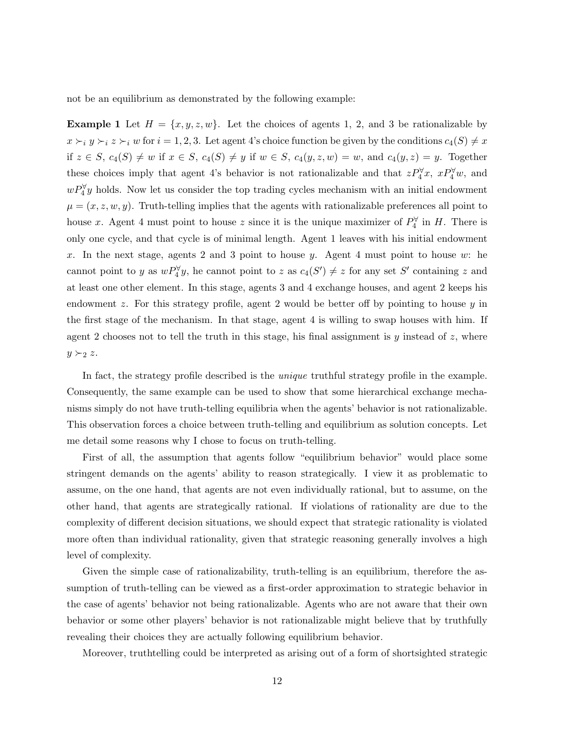not be an equilibrium as demonstrated by the following example:

**Example 1** Let $H = \{x, y, z, w\}$. Let the choices of agents 1, 2, and 3 be rationalizable by $x \succ_i y \succ_i z \succ_i w$ for $i = 1, 2, 3$. Let agent 4's choice function be given by the conditions $c_4(S) \neq x$ if $z \in S$, $c_4(S) \neq w$ if $x \in S$, $c_4(S) \neq y$ if $w \in S$, $c_4(y, z, w) = w$, and $c_4(y, z) = y$. Together these choices imply that agent 4's behavior is not rationalizable and that $zP_4^{\forall}x$, $xP_4^{\forall}w$, and $wP_4^{\forall}y$ holds. Now let us consider the top trading cycles mechanism with an initial endowment $\mu = (x, z, w, y)$. Truth-telling implies that the agents with rationalizable preferences all point to house $x$. Agent 4 must point to house $z$ since it is the unique maximizer of $P_4^{\forall}$ in $H$. There is only one cycle, and that cycle is of minimal length. Agent 1 leaves with his initial endowment $x$. In the next stage, agents 2 and 3 point to house $y$. Agent 4 must point to house $w$: he cannot point to $y$ as $wP_4^{\forall}y$, he cannot point to $z$ as $c_4(S') \neq z$ for any set $S'$ containing $z$ and at least one other element. In this stage, agents 3 and 4 exchange houses, and agent 2 keeps his endowment $z$. For this strategy profile, agent 2 would be better off by pointing to house $y$ in the first stage of the mechanism. In that stage, agent 4 is willing to swap houses with him. If agent 2 chooses not to tell the truth in this stage, his final assignment is $y$ instead of $z$, where $y \succ_2 z$.

In fact, the strategy profile described is the *unique* truthful strategy profile in the example. Consequently, the same example can be used to show that some hierarchical exchange mechanisms simply do not have truth-telling equilibria when the agents' behavior is not rationalizable. This observation forces a choice between truth-telling and equilibrium as solution concepts. Let me detail some reasons why I chose to focus on truth-telling.

First of all, the assumption that agents follow "equilibrium behavior" would place some stringent demands on the agents' ability to reason strategically. I view it as problematic to assume, on the one hand, that agents are not even individually rational, but to assume, on the other hand, that agents are strategically rational. If violations of rationality are due to the complexity of different decision situations, we should expect that strategic rationality is violated more often than individual rationality, given that strategic reasoning generally involves a high level of complexity.

Given the simple case of rationalizability, truth-telling is an equilibrium, therefore the assumption of truth-telling can be viewed as a first-order approximation to strategic behavior in the case of agents' behavior not being rationalizable. Agents who are not aware that their own behavior or some other players' behavior is not rationalizable might believe that by truthfully revealing their choices they are actually following equilibrium behavior.

Moreover, truthtelling could be interpreted as arising out of a form of shortsighted strategic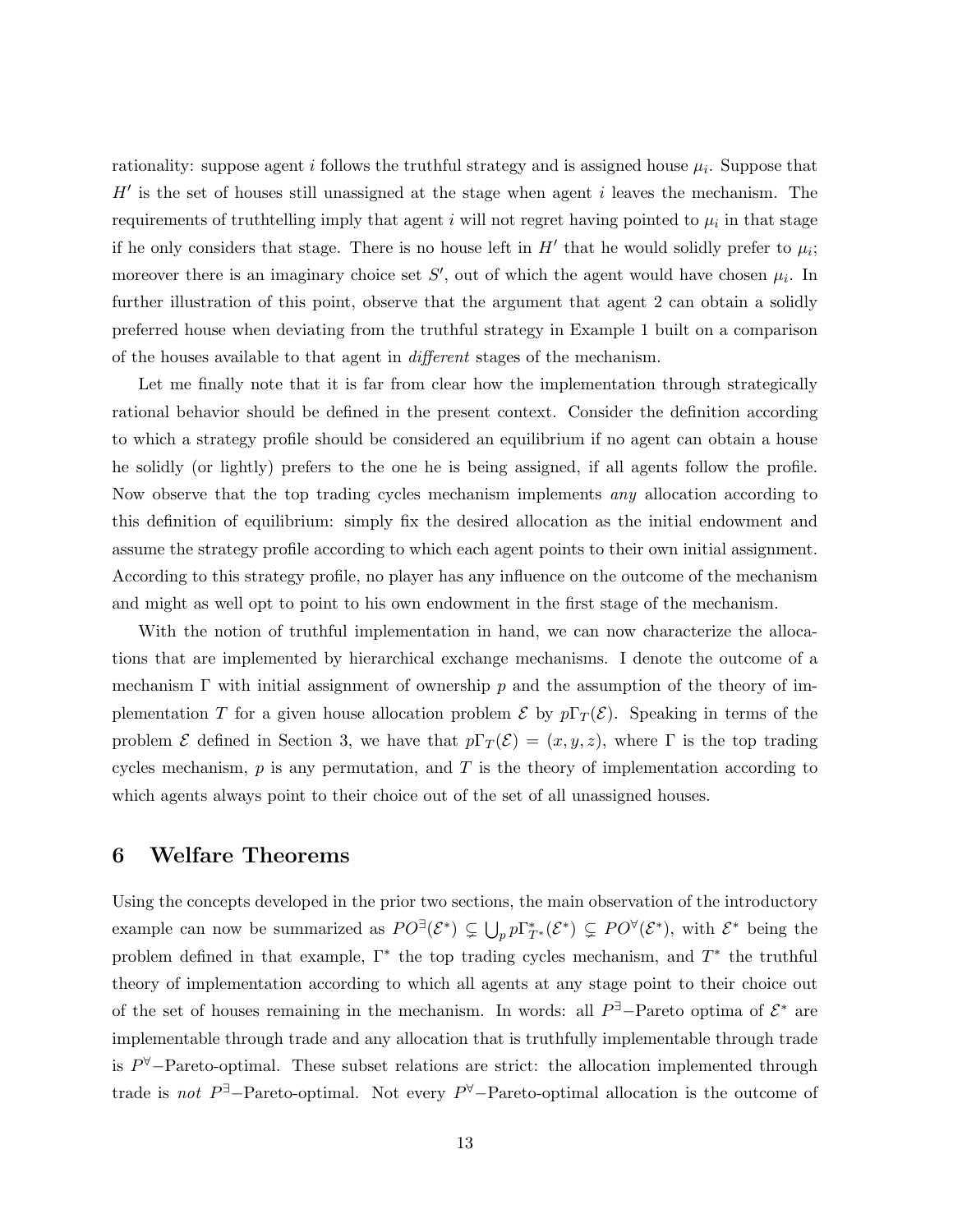rationality: suppose agent $i$ follows the truthful strategy and is assigned house $\mu_i$. Suppose that $H'$ is the set of houses still unassigned at the stage when agent $i$ leaves the mechanism. The requirements of truthtelling imply that agent $i$ will not regret having pointed to $\mu_i$ in that stage if he only considers that stage. There is no house left in $H'$ that he would solidly prefer to $\mu_i$; moreover there is an imaginary choice set $S'$, out of which the agent would have chosen $\mu_i$. In further illustration of this point, observe that the argument that agent 2 can obtain a solidly preferred house when deviating from the truthful strategy in Example 1 built on a comparison of the houses available to that agent in *different* stages of the mechanism.

Let me finally note that it is far from clear how the implementation through strategically rational behavior should be defined in the present context. Consider the definition according to which a strategy profile should be considered an equilibrium if no agent can obtain a house he solidly (or lightly) prefers to the one he is being assigned, if all agents follow the profile. Now observe that the top trading cycles mechanism implements *any* allocation according to this definition of equilibrium: simply fix the desired allocation as the initial endowment and assume the strategy profile according to which each agent points to their own initial assignment. According to this strategy profile, no player has any influence on the outcome of the mechanism and might as well opt to point to his own endowment in the first stage of the mechanism.

With the notion of truthful implementation in hand, we can now characterize the allocations that are implemented by hierarchical exchange mechanisms. I denote the outcome of a mechanism $\Gamma$ with initial assignment of ownership $p$ and the assumption of the theory of implementation $T$ for a given house allocation problem $\mathcal{E}$ by $p\Gamma_T(\mathcal{E})$. Speaking in terms of the problem $\mathcal{E}$ defined in Section 3, we have that $p\Gamma_T(\mathcal{E}) = (x, y, z)$, where $\Gamma$ is the top trading cycles mechanism, $p$ is any permutation, and $T$ is the theory of implementation according to which agents always point to their choice out of the set of all unassigned houses.

## 6 Welfare Theorems

Using the concepts developed in the prior two sections, the main observation of the introductory example can now be summarized as $PO^{\exists}(\mathcal{E}^*) \subsetneq \bigcup_p p\Gamma^*_{T^*}(\mathcal{E}^*) \subsetneq PO^{\forall}(\mathcal{E}^*)$, with $\mathcal{E}^*$ being the problem defined in that example, $\Gamma^*$ the top trading cycles mechanism, and $T^*$ the truthful theory of implementation according to which all agents at any stage point to their choice out of the set of houses remaining in the mechanism. In words: all $P^{\exists}-$Pareto optima of $\mathcal{E}^*$ are implementable through trade and any allocation that is truthfully implementable through trade is $P^{\forall}-$Pareto-optimal. These subset relations are strict: the allocation implemented through trade is *not* $P^{\exists}-$Pareto-optimal. Not every $P^{\forall}-$Pareto-optimal allocation is the outcome of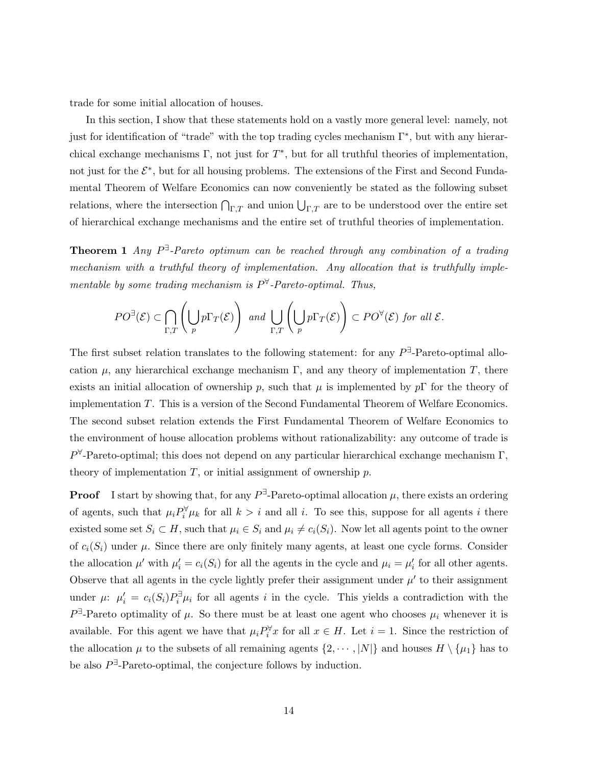trade for some initial allocation of houses.

In this section, I show that these statements hold on a vastly more general level: namely, not just for identification of "trade" with the top trading cycles mechanism $\Gamma^*$, but with any hierarchical exchange mechanisms $\Gamma$, not just for $T^*$, but for all truthful theories of implementation, not just for the $\mathcal{E}^*$, but for all housing problems. The extensions of the First and Second Fundamental Theorem of Welfare Economics can now conveniently be stated as the following subset relations, where the intersection $\bigcap_{\Gamma,T}$ and union $\bigcup_{\Gamma,T}$ are to be understood over the entire set of hierarchical exchange mechanisms and the entire set of truthful theories of implementation.

**Theorem 1** *Any $P^{\exists}$-Pareto optimum can be reached through any combination of a trading mechanism with a truthful theory of implementation. Any allocation that is truthfully implementable by some trading mechanism is $P^{\forall}$-Pareto-optimal. Thus,*

$$PO^{\exists}(\mathcal{E}) \subset \bigcap_{\Gamma,T}\left(\bigcup_{p} p\Gamma_T(\mathcal{E})\right) \text{ and } \bigcup_{\Gamma,T}\left(\bigcup_{p} p\Gamma_T(\mathcal{E})\right) \subset PO^{\forall}(\mathcal{E}) \text{ for all } \mathcal{E}.$$

The first subset relation translates to the following statement: for any $P^{\exists}$-Pareto-optimal allocation $\mu$, any hierarchical exchange mechanism $\Gamma$, and any theory of implementation $T$, there exists an initial allocation of ownership $p$, such that $\mu$ is implemented by $p\Gamma$ for the theory of implementation $T$. This is a version of the Second Fundamental Theorem of Welfare Economics. The second subset relation extends the First Fundamental Theorem of Welfare Economics to the environment of house allocation problems without rationalizability: any outcome of trade is $P^{\forall}$-Pareto-optimal; this does not depend on any particular hierarchical exchange mechanism $\Gamma$, theory of implementation $T$, or initial assignment of ownership $p$.

**Proof** I start by showing that, for any $P^{\exists}$-Pareto-optimal allocation $\mu$, there exists an ordering of agents, such that $\mu_i P_i^{\forall} \mu_k$ for all $k > i$ and all $i$. To see this, suppose for all agents $i$ there existed some set $S_i \subset H$, such that $\mu_i \in S_i$ and $\mu_i \neq c_i(S_i)$. Now let all agents point to the owner of $c_i(S_i)$ under $\mu$. Since there are only finitely many agents, at least one cycle forms. Consider the allocation $\mu'$ with $\mu_i' = c_i(S_i)$ for all the agents in the cycle and $\mu_i = \mu_i'$ for all other agents. Observe that all agents in the cycle lightly prefer their assignment under $\mu'$ to their assignment under $\mu$: $\mu_i' = c_i(S_i) P_i^{\exists} \mu_i$ for all agents $i$ in the cycle. This yields a contradiction with the $P^{\exists}$-Pareto optimality of $\mu$. So there must be at least one agent who chooses $\mu_i$ whenever it is available. For this agent we have that $\mu_i P_i^{\forall} x$ for all $x \in H$. Let $i = 1$. Since the restriction of the allocation $\mu$ to the subsets of all remaining agents $\{2, \cdots, |N|\}$ and houses $H \setminus \{\mu_1\}$ has to be also $P^{\exists}$-Pareto-optimal, the conjecture follows by induction.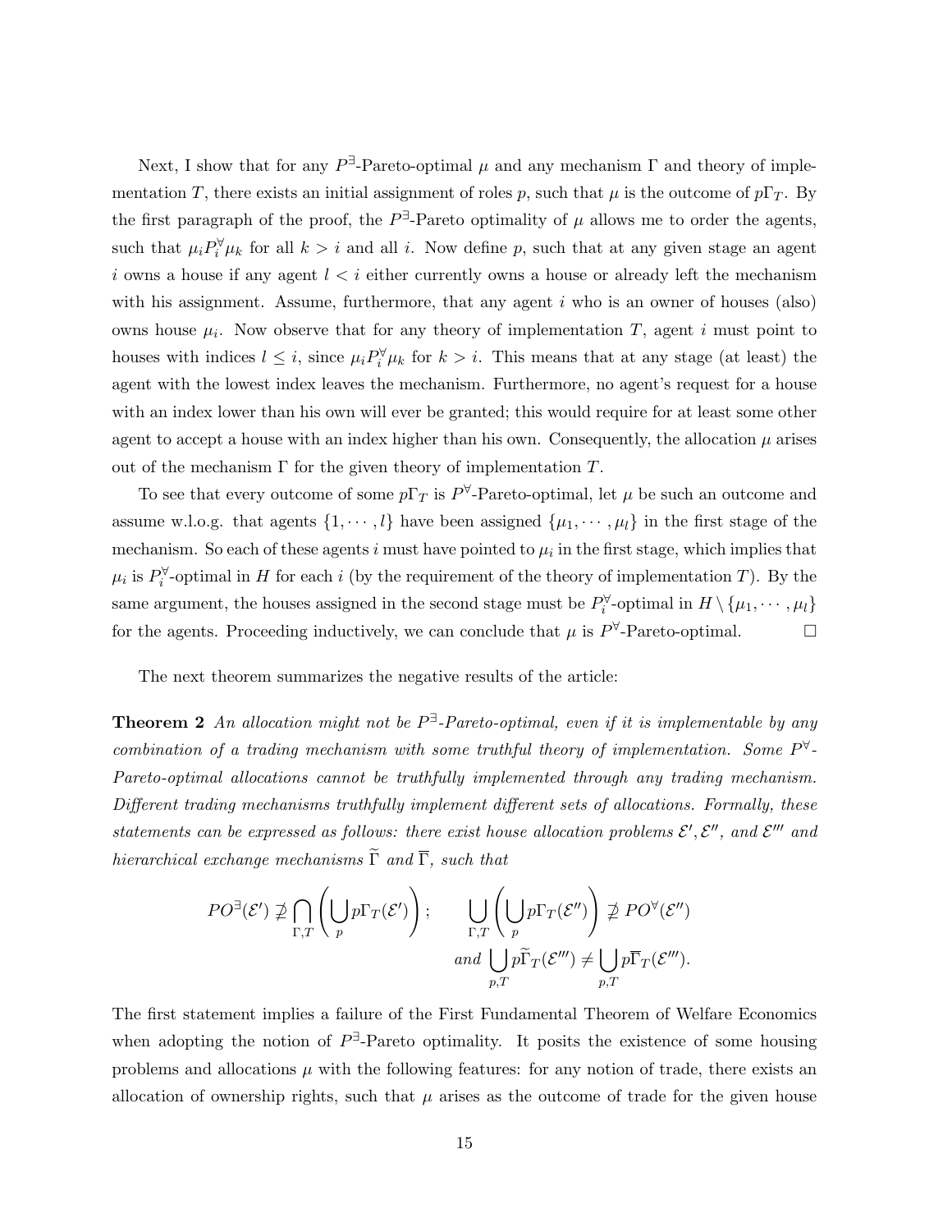Next, I show that for any $P^{\exists}$-Pareto-optimal $\mu$ and any mechanism $\Gamma$ and theory of implementation $T$, there exists an initial assignment of roles $p$, such that $\mu$ is the outcome of $p\Gamma_T$. By the first paragraph of the proof, the $P^{\exists}$-Pareto optimality of $\mu$ allows me to order the agents, such that $\mu_i P_i^{\forall} \mu_k$ for all $k > i$ and all $i$. Now define $p$, such that at any given stage an agent $i$ owns a house if any agent $l < i$ either currently owns a house or already left the mechanism with his assignment. Assume, furthermore, that any agent $i$ who is an owner of houses (also) owns house $\mu_i$. Now observe that for any theory of implementation $T$, agent $i$ must point to houses with indices $l \leq i$, since $\mu_i P_i^{\forall} \mu_k$ for $k > i$. This means that at any stage (at least) the agent with the lowest index leaves the mechanism. Furthermore, no agent's request for a house with an index lower than his own will ever be granted; this would require for at least some other agent to accept a house with an index higher than his own. Consequently, the allocation $\mu$ arises out of the mechanism $\Gamma$ for the given theory of implementation $T$.

To see that every outcome of some $p\Gamma_T$ is $P^{\forall}$-Pareto-optimal, let $\mu$ be such an outcome and assume w.l.o.g. that agents $\{1, \cdots, l\}$ have been assigned $\{\mu_1, \cdots, \mu_l\}$ in the first stage of the mechanism. So each of these agents $i$ must have pointed to $\mu_i$ in the first stage, which implies that $\mu_i$ is $P_i^{\forall}$-optimal in $H$ for each $i$ (by the requirement of the theory of implementation $T$). By the same argument, the houses assigned in the second stage must be $P_i^{\forall}$-optimal in $H \setminus \{\mu_1, \cdots, \mu_l\}$ for the agents. Proceeding inductively, we can conclude that $\mu$ is $P^{\forall}$-Pareto-optimal. $\square$

The next theorem summarizes the negative results of the article:

**Theorem 2** *An allocation might not be $P^{\exists}$-Pareto-optimal, even if it is implementable by any combination of a trading mechanism with some truthful theory of implementation. Some $P^{\forall}$-Pareto-optimal allocations cannot be truthfully implemented through any trading mechanism. Different trading mechanisms truthfully implement different sets of allocations. Formally, these statements can be expressed as follows: there exist house allocation problems $\mathcal{E}', \mathcal{E}''$, and $\mathcal{E}'''$ and hierarchical exchange mechanisms $\widetilde{\Gamma}$ and $\overline{\Gamma}$, such that*

$$PO^{\exists}(\mathcal{E}') \not\supseteq \bigcap_{\Gamma,T} \left( \bigcup_{p} p\Gamma_T(\mathcal{E}') \right); \qquad \bigcup_{\Gamma,T} \left( \bigcup_{p} p\Gamma_T(\mathcal{E}'') \right) \not\supseteq PO^{\forall}(\mathcal{E}'')$$

$$\text{and } \bigcup_{p,T} p\widetilde{\Gamma}_T(\mathcal{E}''') \neq \bigcup_{p,T} p\overline{\Gamma}_T(\mathcal{E}''').$$

The first statement implies a failure of the First Fundamental Theorem of Welfare Economics when adopting the notion of $P^{\exists}$-Pareto optimality. It posits the existence of some housing problems and allocations $\mu$ with the following features: for any notion of trade, there exists an allocation of ownership rights, such that $\mu$ arises as the outcome of trade for the given house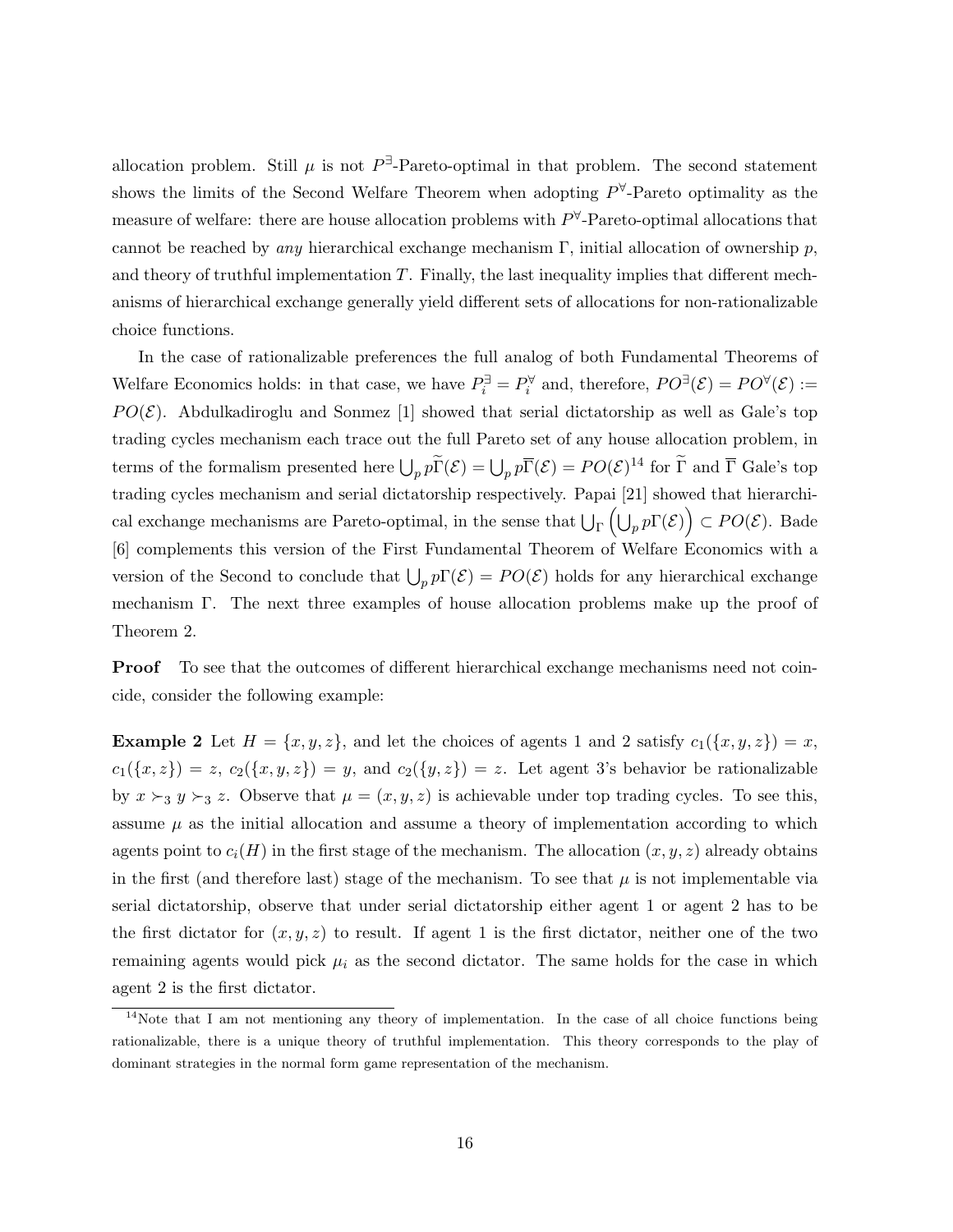allocation problem. Still $\mu$ is not $P^{\exists}$-Pareto-optimal in that problem. The second statement shows the limits of the Second Welfare Theorem when adopting $P^{\forall}$-Pareto optimality as the measure of welfare: there are house allocation problems with $P^{\forall}$-Pareto-optimal allocations that cannot be reached by *any* hierarchical exchange mechanism $\Gamma$, initial allocation of ownership $p$, and theory of truthful implementation $T$. Finally, the last inequality implies that different mechanisms of hierarchical exchange generally yield different sets of allocations for non-rationalizable choice functions.

In the case of rationalizable preferences the full analog of both Fundamental Theorems of Welfare Economics holds: in that case, we have $P_i^{\exists} = P_i^{\forall}$ and, therefore, $PO^{\exists}(\mathcal{E}) = PO^{\forall}(\mathcal{E}) := PO(\mathcal{E})$. Abdulkadiroglu and Sonmez [1] showed that serial dictatorship as well as Gale's top trading cycles mechanism each trace out the full Pareto set of any house allocation problem, in terms of the formalism presented here $\bigcup_p p\widetilde{\Gamma}(\mathcal{E}) = \bigcup_p p\overline{\Gamma}(\mathcal{E}) = PO(\mathcal{E})$[14] for $\widetilde{\Gamma}$ and $\overline{\Gamma}$ Gale's top trading cycles mechanism and serial dictatorship respectively. Papai [21] showed that hierarchical exchange mechanisms are Pareto-optimal, in the sense that $\bigcup_\Gamma \left(\bigcup_p p\Gamma(\mathcal{E})\right) \subset PO(\mathcal{E})$. Bade [6] complements this version of the First Fundamental Theorem of Welfare Economics with a version of the Second to conclude that $\bigcup_p p\Gamma(\mathcal{E}) = PO(\mathcal{E})$ holds for any hierarchical exchange mechanism $\Gamma$. The next three examples of house allocation problems make up the proof of Theorem 2.

**Proof** To see that the outcomes of different hierarchical exchange mechanisms need not coincide, consider the following example:

**Example 2** Let $H = \{x, y, z\}$, and let the choices of agents 1 and 2 satisfy $c_1(\{x, y, z\}) = x$, $c_1(\{x, z\}) = z$, $c_2(\{x, y, z\}) = y$, and $c_2(\{y, z\}) = z$. Let agent 3's behavior be rationalizable by $x \succ_3 y \succ_3 z$. Observe that $\mu = (x, y, z)$ is achievable under top trading cycles. To see this, assume $\mu$ as the initial allocation and assume a theory of implementation according to which agents point to $c_i(H)$ in the first stage of the mechanism. The allocation $(x, y, z)$ already obtains in the first (and therefore last) stage of the mechanism. To see that $\mu$ is not implementable via serial dictatorship, observe that under serial dictatorship either agent 1 or agent 2 has to be the first dictator for $(x, y, z)$ to result. If agent 1 is the first dictator, neither one of the two remaining agents would pick $\mu_i$ as the second dictator. The same holds for the case in which agent 2 is the first dictator.

[14] Note that I am not mentioning any theory of implementation. In the case of all choice functions being rationalizable, there is a unique theory of truthful implementation. This theory corresponds to the play of dominant strategies in the normal form game representation of the mechanism.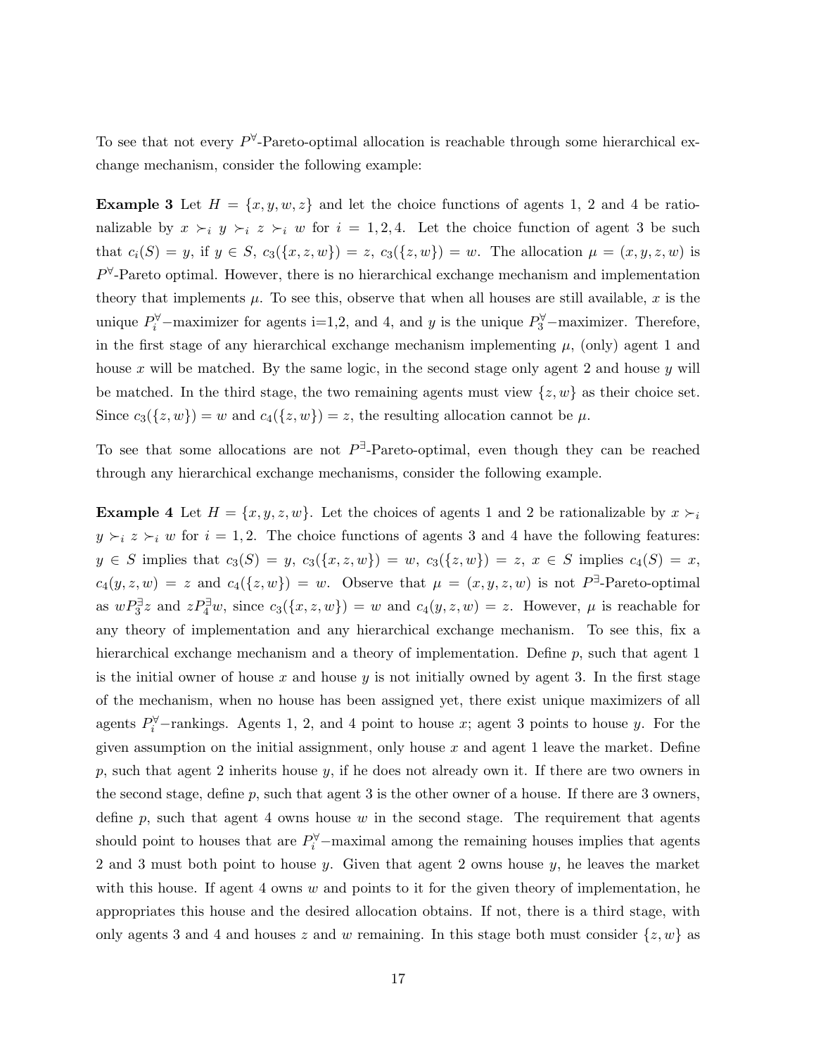To see that not every $P^{\forall}$-Pareto-optimal allocation is reachable through some hierarchical exchange mechanism, consider the following example:

**Example 3** Let $H = \{x, y, w, z\}$ and let the choice functions of agents 1, 2 and 4 be rationalizable by $x \succ_i y \succ_i z \succ_i w$ for $i = 1, 2, 4$. Let the choice function of agent 3 be such that $c_i(S) = y$, if $y \in S$, $c_3(\{x, z, w\}) = z$, $c_3(\{z, w\}) = w$. The allocation $\mu = (x, y, z, w)$ is $P^{\forall}$-Pareto optimal. However, there is no hierarchical exchange mechanism and implementation theory that implements $\mu$. To see this, observe that when all houses are still available, $x$ is the unique $P_i^{\forall}-$maximizer for agents i=1,2, and 4, and $y$ is the unique $P_3^{\forall}-$maximizer. Therefore, in the first stage of any hierarchical exchange mechanism implementing $\mu$, (only) agent 1 and house $x$ will be matched. By the same logic, in the second stage only agent 2 and house $y$ will be matched. In the third stage, the two remaining agents must view $\{z, w\}$ as their choice set. Since $c_3(\{z, w\}) = w$ and $c_4(\{z, w\}) = z$, the resulting allocation cannot be $\mu$.

To see that some allocations are not $P^{\exists}$-Pareto-optimal, even though they can be reached through any hierarchical exchange mechanisms, consider the following example.

**Example 4** Let $H = \{x, y, z, w\}$. Let the choices of agents 1 and 2 be rationalizable by $x \succ_i y \succ_i z \succ_i w$ for $i = 1, 2$. The choice functions of agents 3 and 4 have the following features: $y \in S$ implies that $c_3(S) = y$, $c_3(\{x, z, w\}) = w$, $c_3(\{z, w\}) = z$, $x \in S$ implies $c_4(S) = x$, $c_4(y, z, w) = z$ and $c_4(\{z, w\}) = w$. Observe that $\mu = (x, y, z, w)$ is not $P^{\exists}$-Pareto-optimal as $w P_3^{\exists} z$ and $z P_4^{\exists} w$, since $c_3(\{x, z, w\}) = w$ and $c_4(y, z, w) = z$. However, $\mu$ is reachable for any theory of implementation and any hierarchical exchange mechanism. To see this, fix a hierarchical exchange mechanism and a theory of implementation. Define $p$, such that agent 1 is the initial owner of house $x$ and house $y$ is not initially owned by agent 3. In the first stage of the mechanism, when no house has been assigned yet, there exist unique maximizers of all agents $P_i^{\forall}-$rankings. Agents 1, 2, and 4 point to house $x$; agent 3 points to house $y$. For the given assumption on the initial assignment, only house $x$ and agent 1 leave the market. Define $p$, such that agent 2 inherits house $y$, if he does not already own it. If there are two owners in the second stage, define $p$, such that agent 3 is the other owner of a house. If there are 3 owners, define $p$, such that agent 4 owns house $w$ in the second stage. The requirement that agents should point to houses that are $P_i^{\forall}-$maximal among the remaining houses implies that agents 2 and 3 must both point to house $y$. Given that agent 2 owns house $y$, he leaves the market with this house. If agent 4 owns $w$ and points to it for the given theory of implementation, he appropriates this house and the desired allocation obtains. If not, there is a third stage, with only agents 3 and 4 and houses $z$ and $w$ remaining. In this stage both must consider $\{z, w\}$ as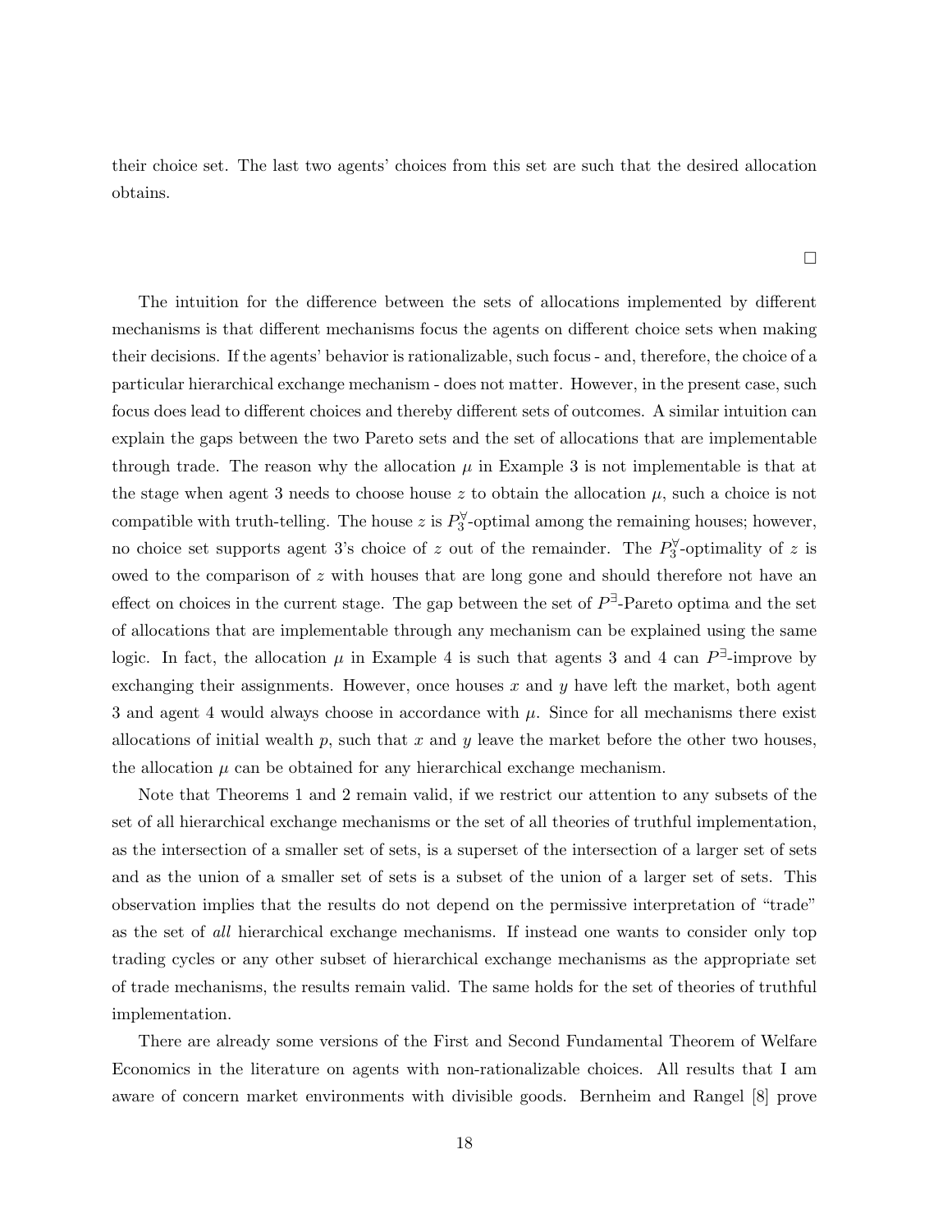their choice set. The last two agents' choices from this set are such that the desired allocation obtains.

□

The intuition for the difference between the sets of allocations implemented by different mechanisms is that different mechanisms focus the agents on different choice sets when making their decisions. If the agents' behavior is rationalizable, such focus - and, therefore, the choice of a particular hierarchical exchange mechanism - does not matter. However, in the present case, such focus does lead to different choices and thereby different sets of outcomes. A similar intuition can explain the gaps between the two Pareto sets and the set of allocations that are implementable through trade. The reason why the allocation $\mu$ in Example 3 is not implementable is that at the stage when agent 3 needs to choose house $z$ to obtain the allocation $\mu$, such a choice is not compatible with truth-telling. The house $z$ is $P_3^{\forall}$-optimal among the remaining houses; however, no choice set supports agent 3's choice of $z$ out of the remainder. The $P_3^{\forall}$-optimality of $z$ is owed to the comparison of $z$ with houses that are long gone and should therefore not have an effect on choices in the current stage. The gap between the set of $P^{\exists}$-Pareto optima and the set of allocations that are implementable through any mechanism can be explained using the same logic. In fact, the allocation $\mu$ in Example 4 is such that agents 3 and 4 can $P^{\exists}$-improve by exchanging their assignments. However, once houses $x$ and $y$ have left the market, both agent 3 and agent 4 would always choose in accordance with $\mu$. Since for all mechanisms there exist allocations of initial wealth $p$, such that $x$ and $y$ leave the market before the other two houses, the allocation $\mu$ can be obtained for any hierarchical exchange mechanism.

Note that Theorems 1 and 2 remain valid, if we restrict our attention to any subsets of the set of all hierarchical exchange mechanisms or the set of all theories of truthful implementation, as the intersection of a smaller set of sets, is a superset of the intersection of a larger set of sets and as the union of a smaller set of sets is a subset of the union of a larger set of sets. This observation implies that the results do not depend on the permissive interpretation of "trade" as the set of *all* hierarchical exchange mechanisms. If instead one wants to consider only top trading cycles or any other subset of hierarchical exchange mechanisms as the appropriate set of trade mechanisms, the results remain valid. The same holds for the set of theories of truthful implementation.

There are already some versions of the First and Second Fundamental Theorem of Welfare Economics in the literature on agents with non-rationalizable choices. All results that I am aware of concern market environments with divisible goods. Bernheim and Rangel [8] prove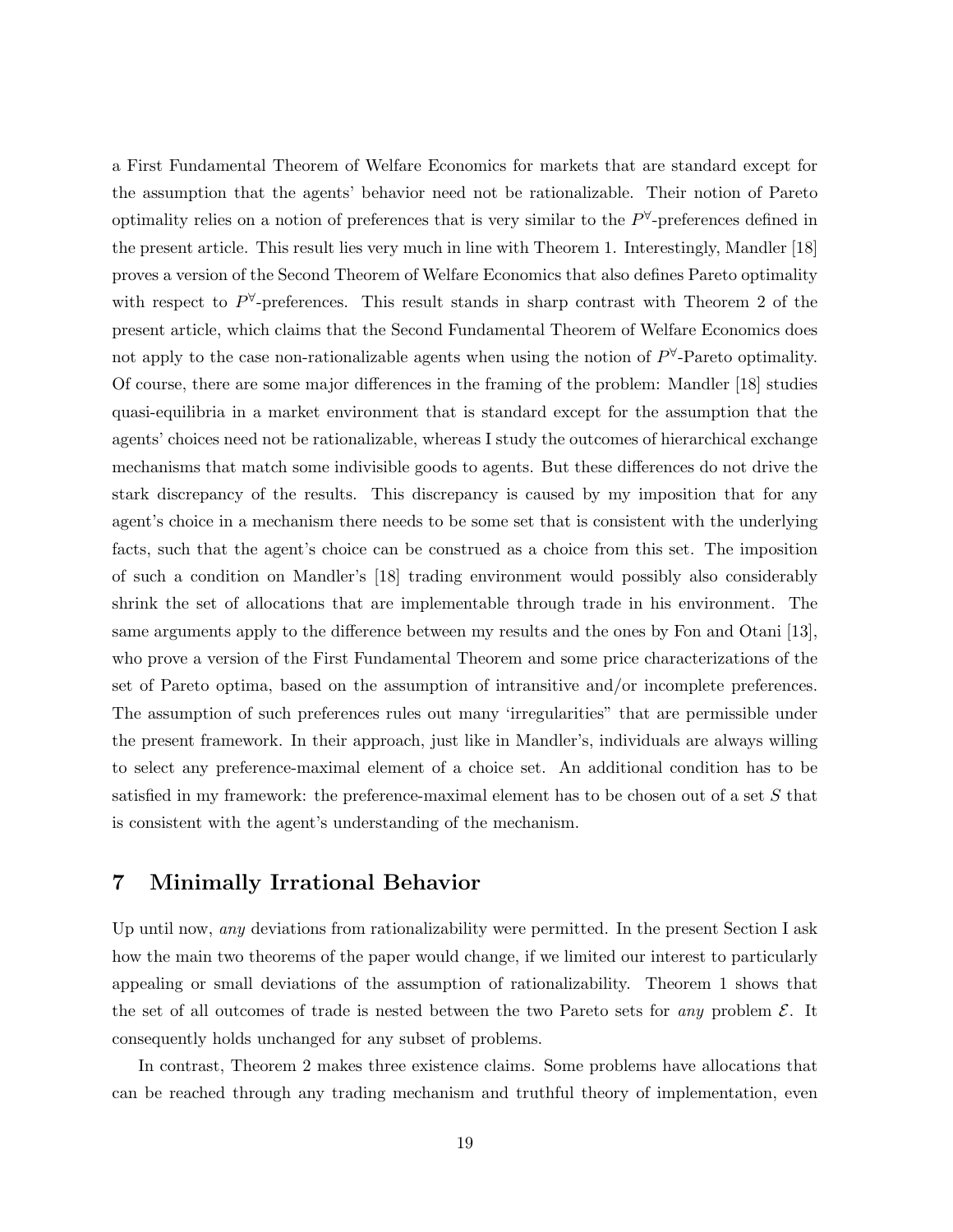a First Fundamental Theorem of Welfare Economics for markets that are standard except for the assumption that the agents' behavior need not be rationalizable. Their notion of Pareto optimality relies on a notion of preferences that is very similar to the $P^{\forall}$-preferences defined in the present article. This result lies very much in line with Theorem 1. Interestingly, Mandler [18] proves a version of the Second Theorem of Welfare Economics that also defines Pareto optimality with respect to $P^{\forall}$-preferences. This result stands in sharp contrast with Theorem 2 of the present article, which claims that the Second Fundamental Theorem of Welfare Economics does not apply to the case non-rationalizable agents when using the notion of $P^{\forall}$-Pareto optimality. Of course, there are some major differences in the framing of the problem: Mandler [18] studies quasi-equilibria in a market environment that is standard except for the assumption that the agents' choices need not be rationalizable, whereas I study the outcomes of hierarchical exchange mechanisms that match some indivisible goods to agents. But these differences do not drive the stark discrepancy of the results. This discrepancy is caused by my imposition that for any agent's choice in a mechanism there needs to be some set that is consistent with the underlying facts, such that the agent's choice can be construed as a choice from this set. The imposition of such a condition on Mandler's [18] trading environment would possibly also considerably shrink the set of allocations that are implementable through trade in his environment. The same arguments apply to the difference between my results and the ones by Fon and Otani [13], who prove a version of the First Fundamental Theorem and some price characterizations of the set of Pareto optima, based on the assumption of intransitive and/or incomplete preferences. The assumption of such preferences rules out many 'irregularities" that are permissible under the present framework. In their approach, just like in Mandler's, individuals are always willing to select any preference-maximal element of a choice set. An additional condition has to be satisfied in my framework: the preference-maximal element has to be chosen out of a set $S$ that is consistent with the agent's understanding of the mechanism.

## 7 Minimally Irrational Behavior

Up until now, *any* deviations from rationalizability were permitted. In the present Section I ask how the main two theorems of the paper would change, if we limited our interest to particularly appealing or small deviations of the assumption of rationalizability. Theorem 1 shows that the set of all outcomes of trade is nested between the two Pareto sets for *any* problem $\mathcal{E}$. It consequently holds unchanged for any subset of problems.

In contrast, Theorem 2 makes three existence claims. Some problems have allocations that can be reached through any trading mechanism and truthful theory of implementation, even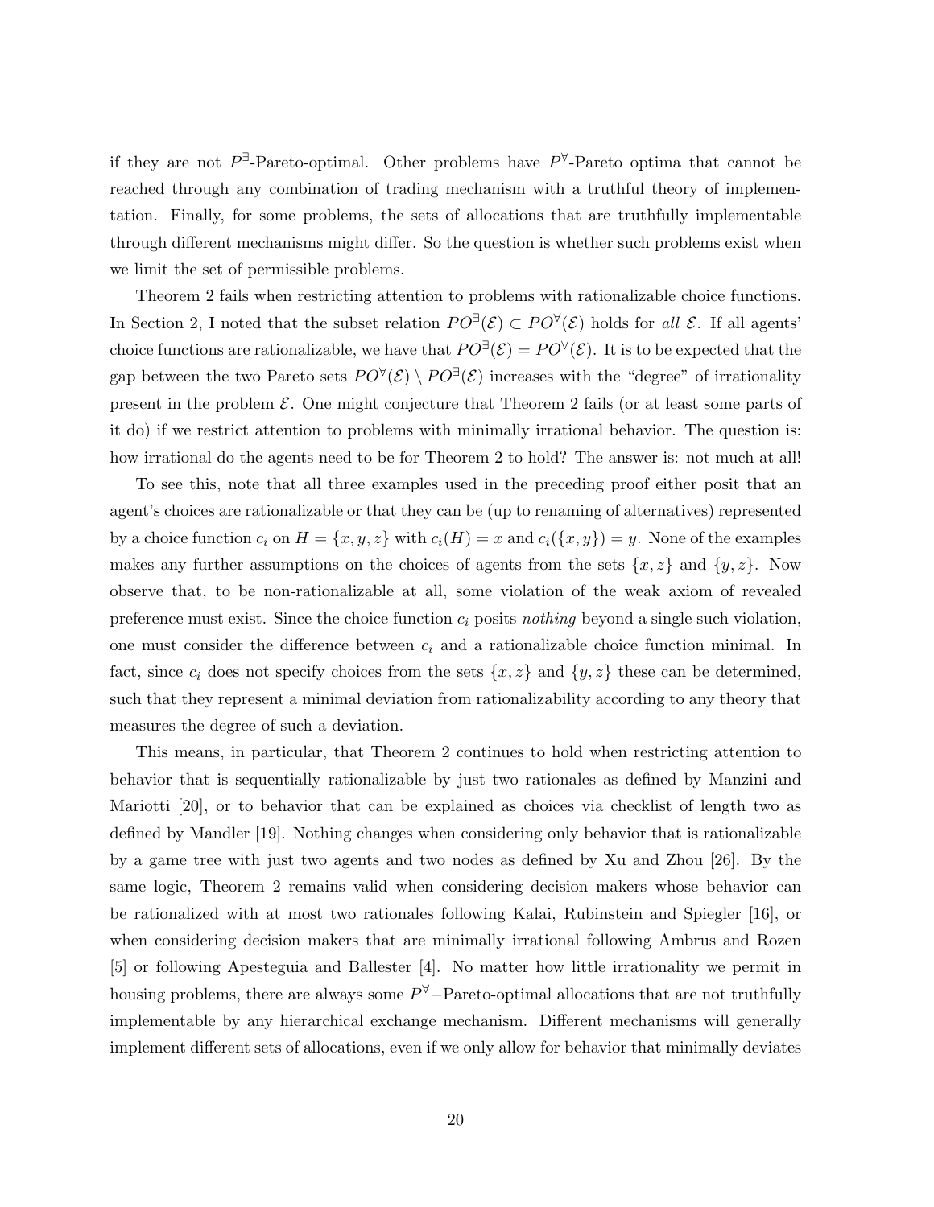if they are not $P^{\exists}$-Pareto-optimal. Other problems have $P^{\forall}$-Pareto optima that cannot be reached through any combination of trading mechanism with a truthful theory of implementation. Finally, for some problems, the sets of allocations that are truthfully implementable through different mechanisms might differ. So the question is whether such problems exist when we limit the set of permissible problems.

Theorem 2 fails when restricting attention to problems with rationalizable choice functions. In Section 2, I noted that the subset relation $PO^{\exists}(\mathcal{E}) \subset PO^{\forall}(\mathcal{E})$ holds for *all* $\mathcal{E}$. If all agents' choice functions are rationalizable, we have that $PO^{\exists}(\mathcal{E}) = PO^{\forall}(\mathcal{E})$. It is to be expected that the gap between the two Pareto sets $PO^{\forall}(\mathcal{E}) \setminus PO^{\exists}(\mathcal{E})$ increases with the "degree" of irrationality present in the problem $\mathcal{E}$. One might conjecture that Theorem 2 fails (or at least some parts of it do) if we restrict attention to problems with minimally irrational behavior. The question is: how irrational do the agents need to be for Theorem 2 to hold? The answer is: not much at all!

To see this, note that all three examples used in the preceding proof either posit that an agent's choices are rationalizable or that they can be (up to renaming of alternatives) represented by a choice function $c_i$ on $H = \{x, y, z\}$ with $c_i(H) = x$ and $c_i(\{x, y\}) = y$. None of the examples makes any further assumptions on the choices of agents from the sets $\{x, z\}$ and $\{y, z\}$. Now observe that, to be non-rationalizable at all, some violation of the weak axiom of revealed preference must exist. Since the choice function $c_i$ posits *nothing* beyond a single such violation, one must consider the difference between $c_i$ and a rationalizable choice function minimal. In fact, since $c_i$ does not specify choices from the sets $\{x, z\}$ and $\{y, z\}$ these can be determined, such that they represent a minimal deviation from rationalizability according to any theory that measures the degree of such a deviation.

This means, in particular, that Theorem 2 continues to hold when restricting attention to behavior that is sequentially rationalizable by just two rationales as defined by Manzini and Mariotti [20], or to behavior that can be explained as choices via checklist of length two as defined by Mandler [19]. Nothing changes when considering only behavior that is rationalizable by a game tree with just two agents and two nodes as defined by Xu and Zhou [26]. By the same logic, Theorem 2 remains valid when considering decision makers whose behavior can be rationalized with at most two rationales following Kalai, Rubinstein and Spiegler [16], or when considering decision makers that are minimally irrational following Ambrus and Rozen [5] or following Apesteguia and Ballester [4]. No matter how little irrationality we permit in housing problems, there are always some $P^{\forall}$−Pareto-optimal allocations that are not truthfully implementable by any hierarchical exchange mechanism. Different mechanisms will generally implement different sets of allocations, even if we only allow for behavior that minimally deviates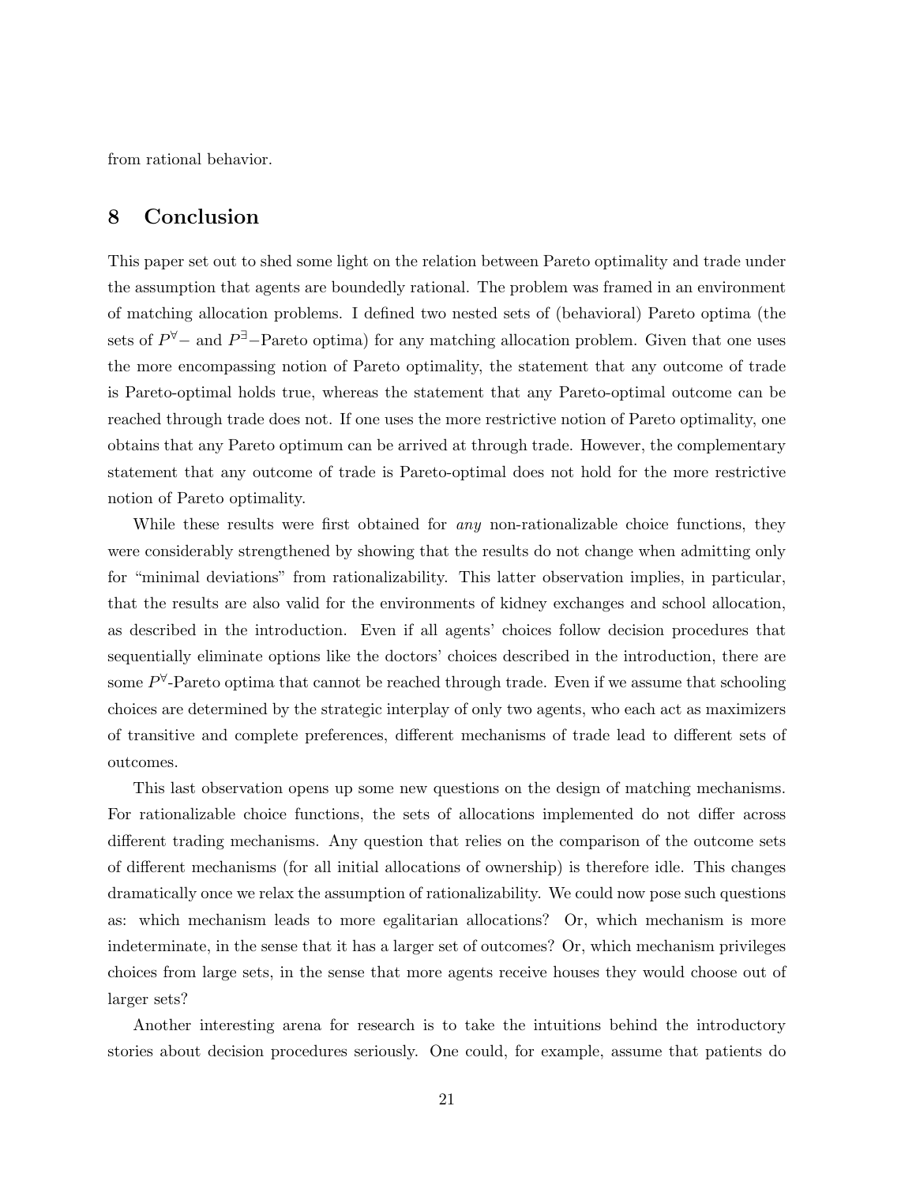from rational behavior.

## 8 Conclusion

This paper set out to shed some light on the relation between Pareto optimality and trade under the assumption that agents are boundedly rational. The problem was framed in an environment of matching allocation problems. I defined two nested sets of (behavioral) Pareto optima (the sets of $P^{\forall}-$ and $P^{\exists}-$Pareto optima) for any matching allocation problem. Given that one uses the more encompassing notion of Pareto optimality, the statement that any outcome of trade is Pareto-optimal holds true, whereas the statement that any Pareto-optimal outcome can be reached through trade does not. If one uses the more restrictive notion of Pareto optimality, one obtains that any Pareto optimum can be arrived at through trade. However, the complementary statement that any outcome of trade is Pareto-optimal does not hold for the more restrictive notion of Pareto optimality.

While these results were first obtained for *any* non-rationalizable choice functions, they were considerably strengthened by showing that the results do not change when admitting only for "minimal deviations" from rationalizability. This latter observation implies, in particular, that the results are also valid for the environments of kidney exchanges and school allocation, as described in the introduction. Even if all agents' choices follow decision procedures that sequentially eliminate options like the doctors' choices described in the introduction, there are some $P^{\forall}$-Pareto optima that cannot be reached through trade. Even if we assume that schooling choices are determined by the strategic interplay of only two agents, who each act as maximizers of transitive and complete preferences, different mechanisms of trade lead to different sets of outcomes.

This last observation opens up some new questions on the design of matching mechanisms. For rationalizable choice functions, the sets of allocations implemented do not differ across different trading mechanisms. Any question that relies on the comparison of the outcome sets of different mechanisms (for all initial allocations of ownership) is therefore idle. This changes dramatically once we relax the assumption of rationalizability. We could now pose such questions as: which mechanism leads to more egalitarian allocations? Or, which mechanism is more indeterminate, in the sense that it has a larger set of outcomes? Or, which mechanism privileges choices from large sets, in the sense that more agents receive houses they would choose out of larger sets?

Another interesting arena for research is to take the intuitions behind the introductory stories about decision procedures seriously. One could, for example, assume that patients do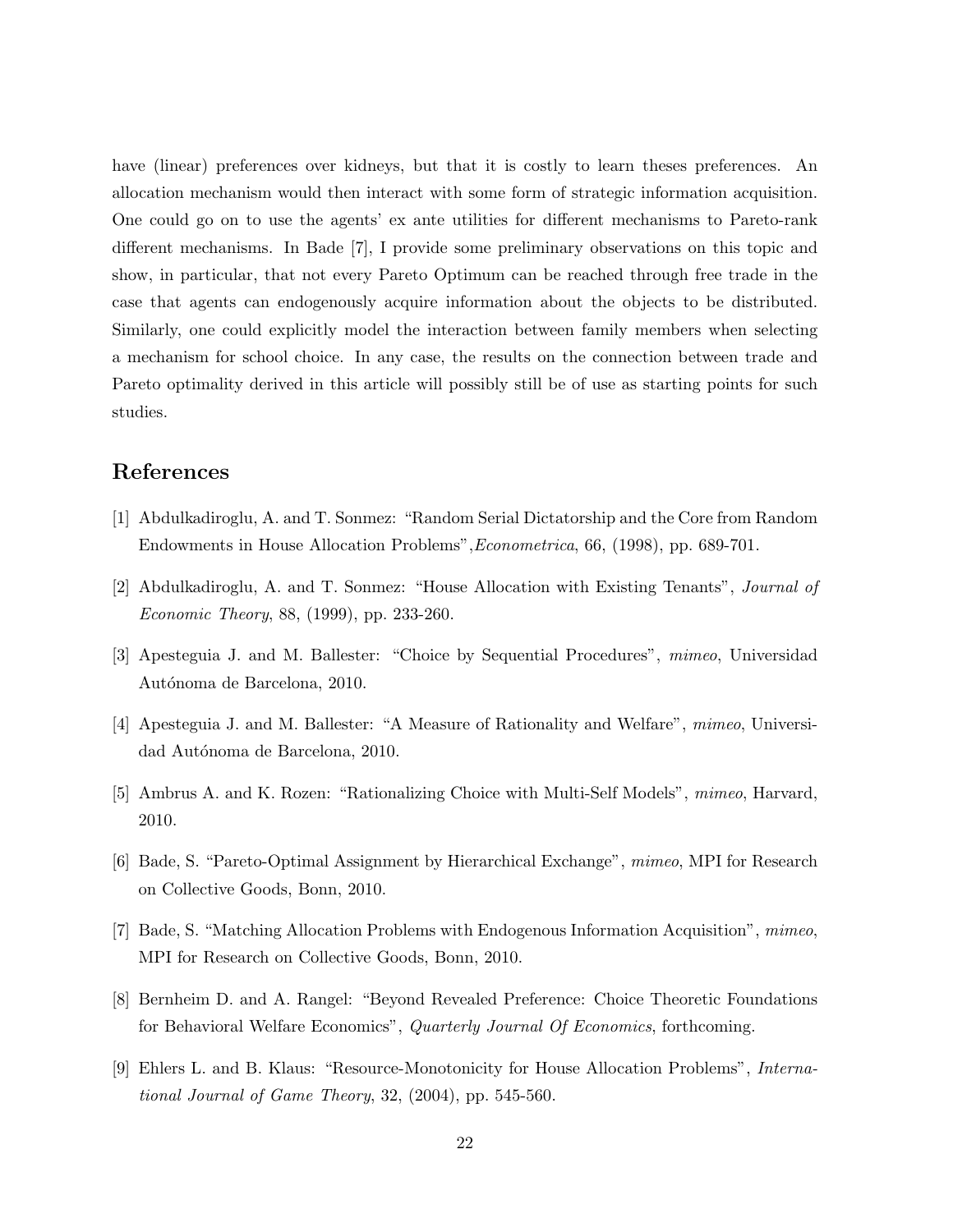have (linear) preferences over kidneys, but that it is costly to learn theses preferences. An allocation mechanism would then interact with some form of strategic information acquisition. One could go on to use the agents' ex ante utilities for different mechanisms to Pareto-rank different mechanisms. In Bade [7], I provide some preliminary observations on this topic and show, in particular, that not every Pareto Optimum can be reached through free trade in the case that agents can endogenously acquire information about the objects to be distributed. Similarly, one could explicitly model the interaction between family members when selecting a mechanism for school choice. In any case, the results on the connection between trade and Pareto optimality derived in this article will possibly still be of use as starting points for such studies.

## References

[1] Abdulkadiroglu, A. and T. Sonmez: "Random Serial Dictatorship and the Core from Random Endowments in House Allocation Problems",*Econometrica*, 66, (1998), pp. 689-701.

[2] Abdulkadiroglu, A. and T. Sonmez: "House Allocation with Existing Tenants", *Journal of Economic Theory*, 88, (1999), pp. 233-260.

[3] Apesteguia J. and M. Ballester: "Choice by Sequential Procedures", *mimeo*, Universidad Autónoma de Barcelona, 2010.

[4] Apesteguia J. and M. Ballester: "A Measure of Rationality and Welfare", *mimeo*, Universidad Autónoma de Barcelona, 2010.

[5] Ambrus A. and K. Rozen: "Rationalizing Choice with Multi-Self Models", *mimeo*, Harvard, 2010.

[6] Bade, S. "Pareto-Optimal Assignment by Hierarchical Exchange", *mimeo*, MPI for Research on Collective Goods, Bonn, 2010.

[7] Bade, S. "Matching Allocation Problems with Endogenous Information Acquisition", *mimeo*, MPI for Research on Collective Goods, Bonn, 2010.

[8] Bernheim D. and A. Rangel: "Beyond Revealed Preference: Choice Theoretic Foundations for Behavioral Welfare Economics", *Quarterly Journal Of Economics*, forthcoming.

[9] Ehlers L. and B. Klaus: "Resource-Monotonicity for House Allocation Problems", *International Journal of Game Theory*, 32, (2004), pp. 545-560.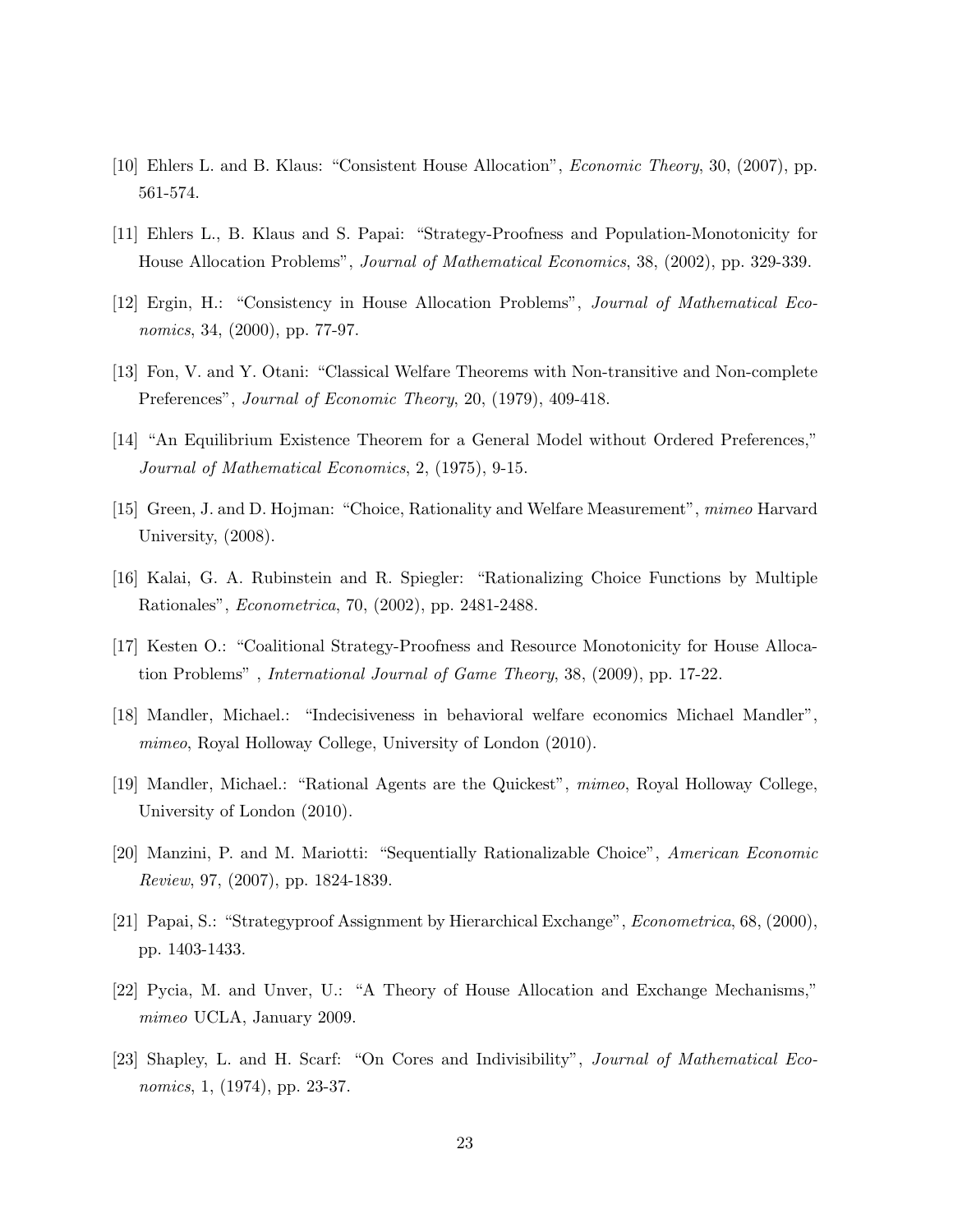[10] Ehlers L. and B. Klaus: "Consistent House Allocation", *Economic Theory*, 30, (2007), pp. 561-574.

[11] Ehlers L., B. Klaus and S. Papai: "Strategy-Proofness and Population-Monotonicity for House Allocation Problems", *Journal of Mathematical Economics*, 38, (2002), pp. 329-339.

[12] Ergin, H.: "Consistency in House Allocation Problems", *Journal of Mathematical Economics*, 34, (2000), pp. 77-97.

[13] Fon, V. and Y. Otani: "Classical Welfare Theorems with Non-transitive and Non-complete Preferences", *Journal of Economic Theory*, 20, (1979), 409-418.

[14] "An Equilibrium Existence Theorem for a General Model without Ordered Preferences," *Journal of Mathematical Economics*, 2, (1975), 9-15.

[15] Green, J. and D. Hojman: "Choice, Rationality and Welfare Measurement", *mimeo* Harvard University, (2008).

[16] Kalai, G. A. Rubinstein and R. Spiegler: "Rationalizing Choice Functions by Multiple Rationales", *Econometrica*, 70, (2002), pp. 2481-2488.

[17] Kesten O.: "Coalitional Strategy-Proofness and Resource Monotonicity for House Allocation Problems" , *International Journal of Game Theory*, 38, (2009), pp. 17-22.

[18] Mandler, Michael.: "Indecisiveness in behavioral welfare economics Michael Mandler", *mimeo*, Royal Holloway College, University of London (2010).

[19] Mandler, Michael.: "Rational Agents are the Quickest", *mimeo*, Royal Holloway College, University of London (2010).

[20] Manzini, P. and M. Mariotti: "Sequentially Rationalizable Choice", *American Economic Review*, 97, (2007), pp. 1824-1839.

[21] Papai, S.: "Strategyproof Assignment by Hierarchical Exchange", *Econometrica*, 68, (2000), pp. 1403-1433.

[22] Pycia, M. and Unver, U.: "A Theory of House Allocation and Exchange Mechanisms," *mimeo* UCLA, January 2009.

[23] Shapley, L. and H. Scarf: "On Cores and Indivisibility", *Journal of Mathematical Economics*, 1, (1974), pp. 23-37.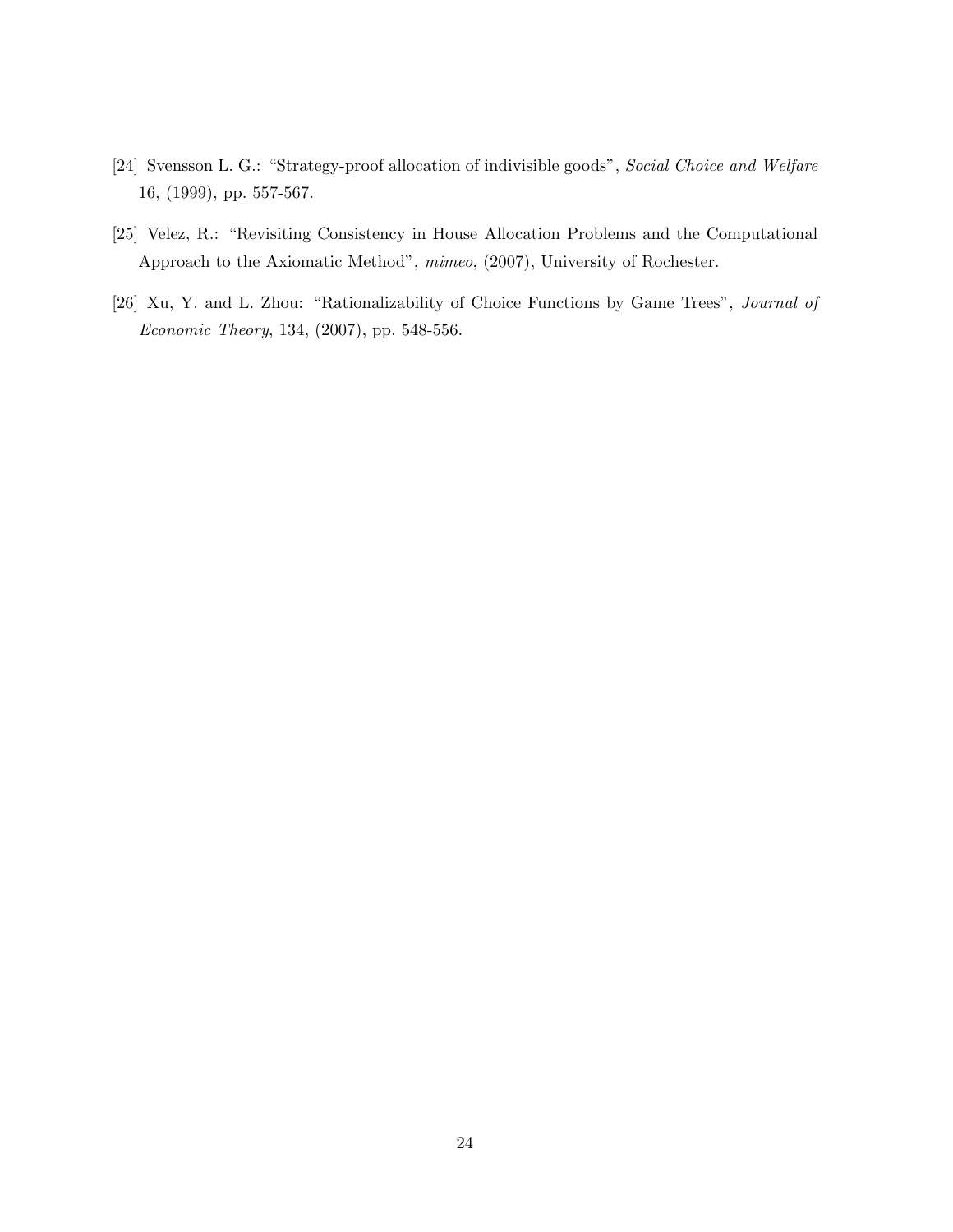[24] Svensson L. G.: "Strategy-proof allocation of indivisible goods", *Social Choice and Welfare* 16, (1999), pp. 557-567.

[25] Velez, R.: "Revisiting Consistency in House Allocation Problems and the Computational Approach to the Axiomatic Method", *mimeo*, (2007), University of Rochester.

[26] Xu, Y. and L. Zhou: "Rationalizability of Choice Functions by Game Trees", *Journal of Economic Theory*, 134, (2007), pp. 548-556.